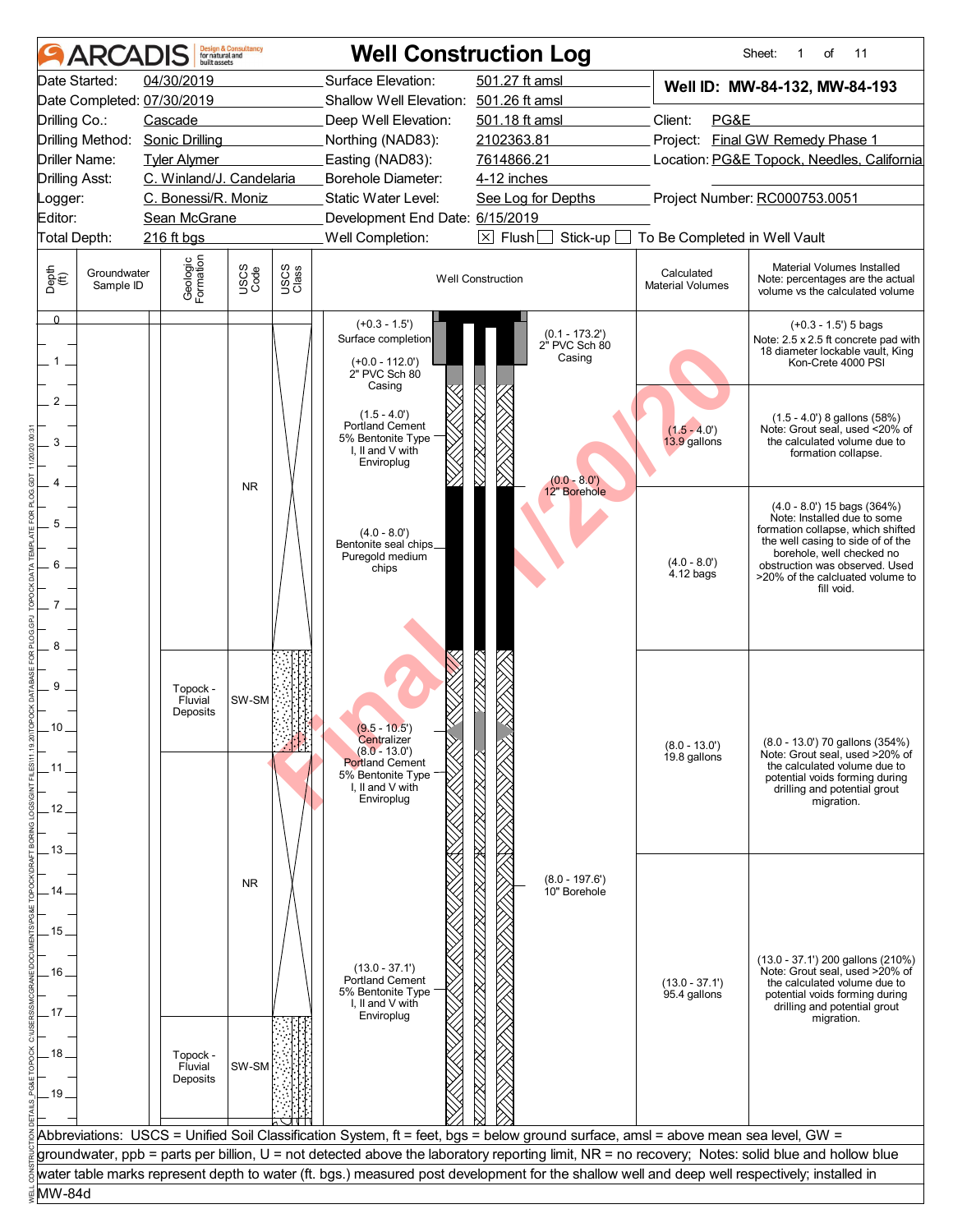# ARCADIS — Well Construction Log

| | | | |
|---|---|---|---|
| Date Started: | 04/30/2019 | Surface Elevation: | 501.27 ft amsl |
| Date Completed: | 07/30/2019 | Shallow Well Elevation: | 501.26 ft amsl |
| Drilling Co.: | Cascade | Deep Well Elevation: | 501.18 ft amsl |
| Drilling Method: | Sonic Drilling | Northing (NAD83): | 2102363.81 |
| Driller Name: | Tyler Alymer | Easting (NAD83): | 7614866.21 |
| Drilling Asst: | C. Winland/J. Candelaria | Borehole Diameter: | 4-12 inches |
| Logger: | C. Bonessi/R. Moniz | Static Water Level: | See Log for Depths |
| Editor: | Sean McGrane | Development End Date: | 6/15/2019 |
| Total Depth: | 216 ft bgs | Well Completion: | ☒ Flush ☐ Stick-up ☐ To Be Completed in Well Vault |

**Well ID: MW-84-132, MW-84-193**

Client: PG&E
Project: Final GW Remedy Phase 1
Location: PG&E Topock, Needles, California
Project Number: RC000753.0051

| Depth (ft) | Groundwater Sample ID | Geologic Formation | USCS Code | Well Construction | Calculated Material Volumes | Material Volumes Installed (Note: percentages are the actual volume vs the calculated volume) |
|---|---|---|---|---|---|---|
| 0 – 1.5 | | | NR | (+0.3 - 1.5') Surface completion; (+0.0 - 112.0') 2" PVC Sch 80 Casing; (0.1 - 173.2') 2" PVC Sch 80 Casing | | (+0.3 - 1.5') 5 bags. Note: 2.5 x 2.5 ft concrete pad with 18 diameter lockable vault, King Kon-Crete 4000 PSI |
| 1.5 – 4.0 | | | NR | (1.5 - 4.0') Portland Cement 5% Bentonite Type I, II and V with Enviroplug; (0.0 - 8.0') 12" Borehole | (1.5 - 4.0') 13.9 gallons | (1.5 - 4.0') 8 gallons (58%). Note: Grout seal, used <20% of the calculated volume due to formation collapse. |
| 4.0 – 8.0 | | | NR | (4.0 - 8.0') Bentonite seal chips Puregold medium chips | (4.0 - 8.0') 4.12 bags | (4.0 - 8.0') 15 bags (364%). Note: Installed due to some formation collapse, which shifted the well casing to side of of the borehole, well checked no obstruction was observed. Used >20% of the calcuated volume to fill void. |
| 8.0 – 10.5 | | Topock - Fluvial Deposits | SW-SM | (9.5 - 10.5') Centralizer | | |
| 8.0 – 13.0 | | | NR (10.5 - 17.0) | (8.0 - 13.0') Portland Cement 5% Bentonite Type I, II and V with Enviroplug; (8.0 - 197.6') 10" Borehole | (8.0 - 13.0') 19.8 gallons | (8.0 - 13.0') 70 gallons (354%). Note: Grout seal, used >20% of the calculated volume due to potential voids forming during drilling and potential grout migration. |
| 13.0 – 37.1 | | Topock - Fluvial Deposits (17.0 - ) | SW-SM | (13.0 - 37.1') Portland Cement 5% Bentonite Type I, II and V with Enviroplug | (13.0 - 37.1') 95.4 gallons | (13.0 - 37.1') 200 gallons (210%). Note: Grout seal, used >20% of the calculated volume due to potential voids forming during drilling and potential grout migration. |

Abbreviations: USCS = Unified Soil Classification System, ft = feet, bgs = below ground surface, amsl = above mean sea level, GW = groundwater, ppb = parts per billion, U = not detected above the laboratory reporting limit, NR = no recovery; Notes: solid blue and hollow blue water table marks represent depth to water (ft. bgs.) measured post development for the shallow well and deep well respectively; installed in MW-84d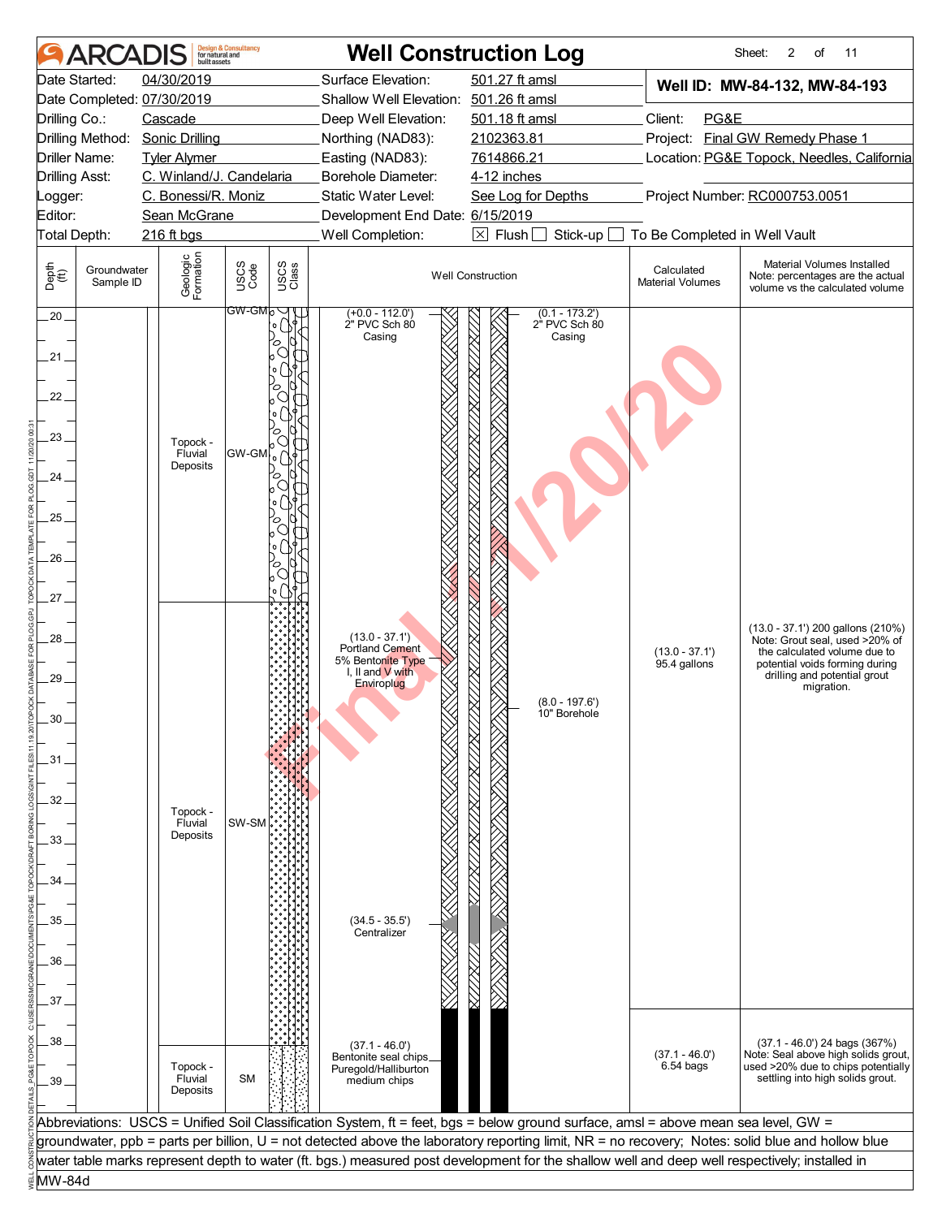# ARCADIS — Well Construction Log

Sheet: 2 of 11

| | | | |
|---|---|---|---|
| Date Started: | 04/30/2019 | Surface Elevation: | 501.27 ft amsl |
| Date Completed: | 07/30/2019 | Shallow Well Elevation: | 501.26 ft amsl |
| Drilling Co.: | Cascade | Deep Well Elevation: | 501.18 ft amsl |
| Drilling Method: | Sonic Drilling | Northing (NAD83): | 2102363.81 |
| Driller Name: | Tyler Alymer | Easting (NAD83): | 7614866.21 |
| Drilling Asst: | C. Winland/J. Candelaria | Borehole Diameter: | 4-12 inches |
| Logger: | C. Bonessi/R. Moniz | Static Water Level: | See Log for Depths |
| Editor: | Sean McGrane | Development End Date: | 6/15/2019 |
| Total Depth: | 216 ft bgs | Well Completion: | ☒ Flush ☐ Stick-up ☐ To Be Completed in Well Vault |

**Well ID: MW-84-132, MW-84-193**

Client: PG&E
Project: Final GW Remedy Phase 1
Location: PG&E Topock, Needles, California
Project Number: RC000753.0051

| Depth (ft) | Groundwater Sample ID | Geologic Formation | USCS Code | Well Construction | Calculated Material Volumes | Material Volumes Installed (Note: percentages are the actual volume vs the calculated volume) |
|---|---|---|---|---|---|---|
| 20–27 | | Topock - Fluvial Deposits | GW-GM | (+0.0 - 112.0') 2" PVC Sch 80 Casing; (0.1 - 173.2') 2" PVC Sch 80 Casing | | |
| 27–38 | | Topock - Fluvial Deposits | SW-SM | (13.0 - 37.1') Portland Cement 5% Bentonite Type I, II and V with Enviroplug; (8.0 - 197.6') 10" Borehole; (34.5 - 35.5') Centralizer | (13.0 - 37.1') 95.4 gallons | (13.0 - 37.1') 200 gallons (210%) Note: Grout seal, used >20% of the calculated volume due to potential voids forming during drilling and potential grout migration. |
| 38–40 | | Topock - Fluvial Deposits | SM | (37.1 - 46.0') Bentonite seal chips Puregold/Halliburton medium chips | (37.1 - 46.0') 6.54 bags | (37.1 - 46.0') 24 bags (367%) Note: Seal above high solids grout, used >20% due to chips potentially settling into high solids grout. |

Abbreviations: USCS = Unified Soil Classification System, ft = feet, bgs = below ground surface, amsl = above mean sea level, GW = groundwater, ppb = parts per billion, U = not detected above the laboratory reporting limit, NR = no recovery; Notes: solid blue and hollow blue water table marks represent depth to water (ft. bgs.) measured post development for the shallow well and deep well respectively; installed in MW-84d

Final 11/20/20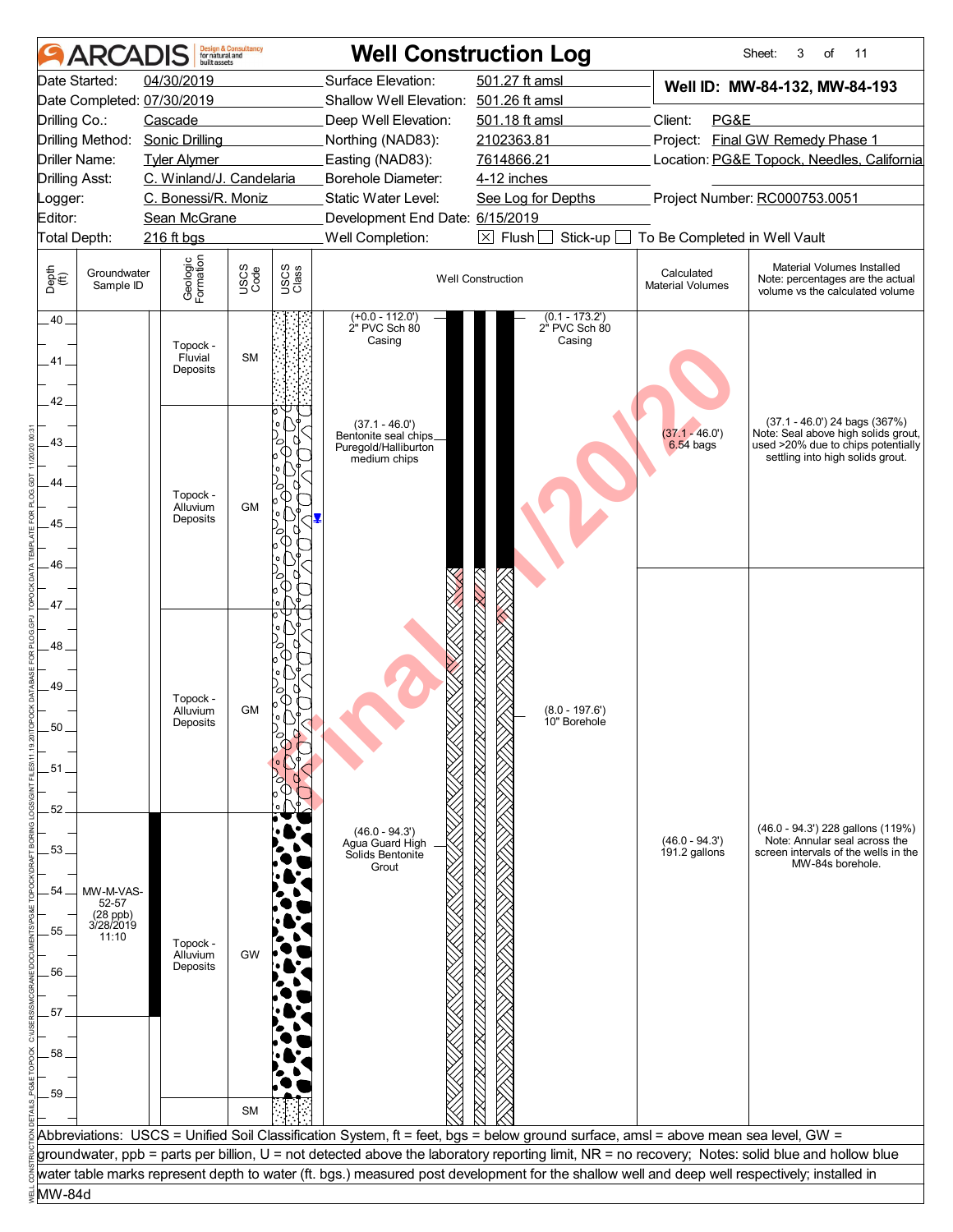# Well Construction Log

Sheet: 3 of 11

| | | | |
|---|---|---|---|
| Date Started: | 04/30/2019 | Surface Elevation: | 501.27 ft amsl |
| Date Completed: | 07/30/2019 | Shallow Well Elevation: | 501.26 ft amsl |
| Drilling Co.: | Cascade | Deep Well Elevation: | 501.18 ft amsl |
| Drilling Method: | Sonic Drilling | Northing (NAD83): | 2102363.81 |
| Driller Name: | Tyler Alymer | Easting (NAD83): | 7614866.21 |
| Drilling Asst: | C. Winland/J. Candelaria | Borehole Diameter: | 4-12 inches |
| Logger: | C. Bonessi/R. Moniz | Static Water Level: | See Log for Depths |
| Editor: | Sean McGrane | Development End Date: | 6/15/2019 |
| Total Depth: | 216 ft bgs | Well Completion: | [X] Flush [ ] Stick-up [ ] To Be Completed in Well Vault |

**Well ID: MW-84-132, MW-84-193**

Client: PG&E
Project: Final GW Remedy Phase 1
Location: PG&E Topock, Needles, California
Project Number: RC000753.0051

| Depth (ft) | Groundwater Sample ID | Geologic Formation | USCS Code | Well Construction | Calculated Material Volumes | Material Volumes Installed (Note: percentages are the actual volume vs the calculated volume) |
|---|---|---|---|---|---|---|
| 40–42 | | Topock - Fluvial Deposits | SM | (+0.0 - 112.0') 2" PVC Sch 80 Casing; (0.1 - 173.2') 2" PVC Sch 80 Casing | | |
| 42–47 | | Topock - Alluvium Deposits | GM | (37.1 - 46.0') Bentonite seal chips Puregold/Halliburton medium chips | (37.1 - 46.0') 6.54 bags | (37.1 - 46.0') 24 bags (367%) Note: Seal above high solids grout, used >20% due to chips potentially settling into high solids grout. |
| 47–52 | | Topock - Alluvium Deposits | GM | (8.0 - 197.6') 10" Borehole | | |
| 52–59 | MW-M-VAS-52-57 (28 ppb) 3/28/2019 11:10 | Topock - Alluvium Deposits | GW | (46.0 - 94.3') Agua Guard High Solids Bentonite Grout | (46.0 - 94.3') 191.2 gallons | (46.0 - 94.3') 228 gallons (119%) Note: Annular seal across the screen intervals of the wells in the MW-84s borehole. |
| 59– | | | SM | | | |

Water level symbol shown at approximately 45 ft.

Abbreviations: USCS = Unified Soil Classification System, ft = feet, bgs = below ground surface, amsl = above mean sea level, GW = groundwater, ppb = parts per billion, U = not detected above the laboratory reporting limit, NR = no recovery; Notes: solid blue and hollow blue water table marks represent depth to water (ft. bgs.) measured post development for the shallow well and deep well respectively; installed in MW-84d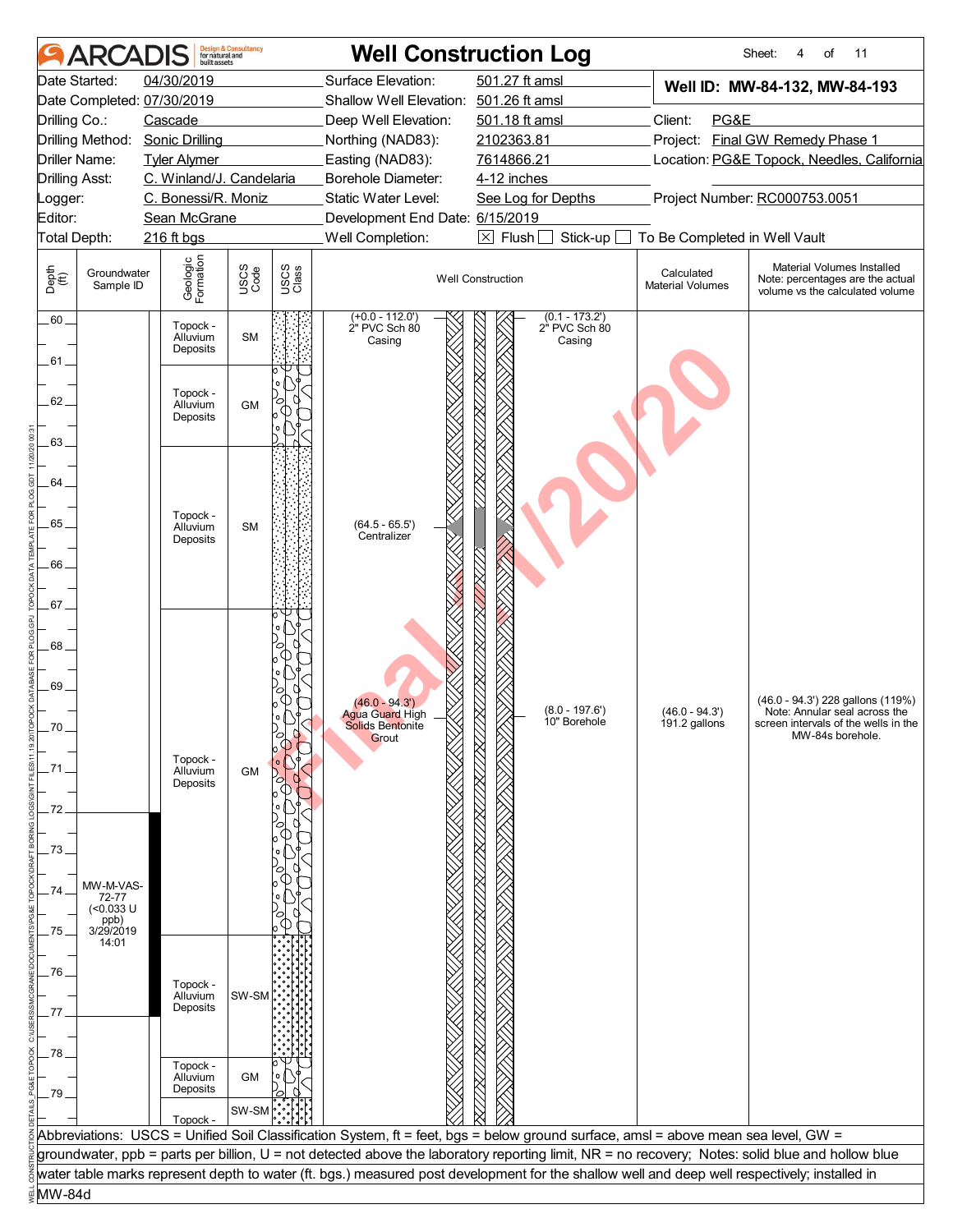# Well Construction Log

**ARCADIS** Design & Consultancy for natural and built assets

Sheet: 4 of 11

| | | | |
|---|---|---|---|
| Date Started: | 04/30/2019 | Surface Elevation: | 501.27 ft amsl |
| Date Completed: | 07/30/2019 | Shallow Well Elevation: | 501.26 ft amsl |
| Drilling Co.: | Cascade | Deep Well Elevation: | 501.18 ft amsl |
| Drilling Method: | Sonic Drilling | Northing (NAD83): | 2102363.81 |
| Driller Name: | Tyler Alymer | Easting (NAD83): | 7614866.21 |
| Drilling Asst: | C. Winland/J. Candelaria | Borehole Diameter: | 4-12 inches |
| Logger: | C. Bonessi/R. Moniz | Static Water Level: | See Log for Depths |
| Editor: | Sean McGrane | Development End Date: | 6/15/2019 |
| Total Depth: | 216 ft bgs | Well Completion: | ☒ Flush ☐ Stick-up ☐ To Be Completed in Well Vault |

**Well ID: MW-84-132, MW-84-193**

Client: PG&E
Project: Final GW Remedy Phase 1
Location: PG&E Topock, Needles, California
Project Number: RC000753.0051

| Depth (ft) | Groundwater Sample ID | Geologic Formation | USCS Code | Well Construction | Calculated Material Volumes | Material Volumes Installed (Note: percentages are the actual volume vs the calculated volume) |
|---|---|---|---|---|---|---|
| 60–61 | | Topock - Alluvium Deposits | SM | (+0.0 - 112.0') 2" PVC Sch 80 Casing; (0.1 - 173.2') 2" PVC Sch 80 Casing | | |
| 61–63 | | Topock - Alluvium Deposits | GM | | | |
| 63–67 | | Topock - Alluvium Deposits | SM | (64.5 - 65.5') Centralizer | | |
| 67–75 | MW-M-VAS-72-77 (<0.033 U ppb) 3/29/2019 14:01 | Topock - Alluvium Deposits | GM | (46.0 - 94.3') Agua Guard High Solids Bentonite Grout; (8.0 - 197.6') 10" Borehole | (46.0 - 94.3') 191.2 gallons | (46.0 - 94.3') 228 gallons (119%) Note: Annular seal across the screen intervals of the wells in the MW-84s borehole. |
| 75–78 | | Topock - Alluvium Deposits | SW-SM | | | |
| 78–79 | | Topock - Alluvium Deposits | GM | | | |
| 79–80 | | Topock - | SW-SM | | | |

Abbreviations: USCS = Unified Soil Classification System, ft = feet, bgs = below ground surface, amsl = above mean sea level, GW = groundwater, ppb = parts per billion, U = not detected above the laboratory reporting limit, NR = no recovery; Notes: solid blue and hollow blue water table marks represent depth to water (ft. bgs.) measured post development for the shallow well and deep well respectively; installed in MW-84d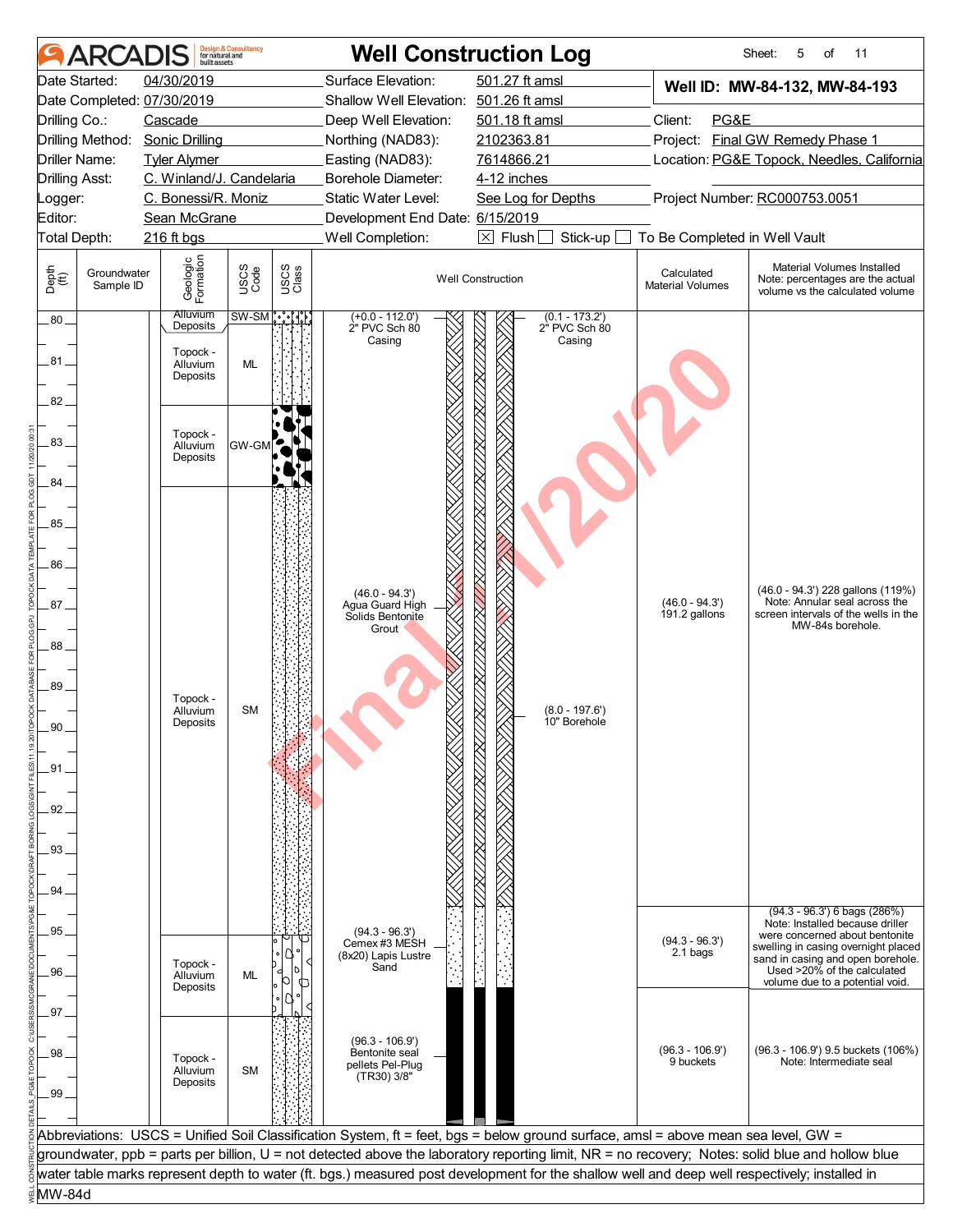# ARCADIS — Well Construction Log

| | | | |
|---|---|---|---|
| Date Started: | 04/30/2019 | Surface Elevation: | 501.27 ft amsl |
| Date Completed: | 07/30/2019 | Shallow Well Elevation: | 501.26 ft amsl |
| Drilling Co.: | Cascade | Deep Well Elevation: | 501.18 ft amsl |
| Drilling Method: | Sonic Drilling | Northing (NAD83): | 2102363.81 |
| Driller Name: | Tyler Alymer | Easting (NAD83): | 7614866.21 |
| Drilling Asst: | C. Winland/J. Candelaria | Borehole Diameter: | 4-12 inches |
| Logger: | C. Bonessi/R. Moniz | Static Water Level: | See Log for Depths |
| Editor: | Sean McGrane | Development End Date: | 6/15/2019 |
| Total Depth: | 216 ft bgs | Well Completion: | ☒ Flush ☐ Stick-up ☐ To Be Completed in Well Vault |

**Well ID: MW-84-132, MW-84-193**

Client: PG&E
Project: Final GW Remedy Phase 1
Location: PG&E Topock, Needles, California
Project Number: RC000753.0051

| Depth (ft) | Groundwater Sample ID | Geologic Formation | USCS Code | Well Construction | Calculated Material Volumes | Material Volumes Installed (Note: percentages are the actual volume vs the calculated volume) |
|---|---|---|---|---|---|---|
| 80 | | Alluvium Deposits | SW-SM | (+0.0 - 112.0') 2" PVC Sch 80 Casing; (0.1 - 173.2') 2" PVC Sch 80 Casing | | |
| 80.2 - 82 | | Topock - Alluvium Deposits | ML | | | |
| 82 - 84 | | Topock - Alluvium Deposits | GW-GM | | | |
| 84 - 95 | | Topock - Alluvium Deposits | SM | (46.0 - 94.3') Agua Guard High Solids Bentonite Grout; (8.0 - 197.6') 10" Borehole | (46.0 - 94.3') 191.2 gallons | (46.0 - 94.3') 228 gallons (119%) Note: Annular seal across the screen intervals of the wells in the MW-84s borehole. |
| 95 - 97 | | Topock - Alluvium Deposits | ML | (94.3 - 96.3') Cemex #3 MESH (8x20) Lapis Lustre Sand | (94.3 - 96.3') 2.1 bags | (94.3 - 96.3') 6 bags (286%) Note: Installed because driller were concerned about bentonite swelling in casing overnight placed sand in casing and open borehole. Used >20% of the calculated volume due to a potential void. |
| 97 - 100 | | Topock - Alluvium Deposits | SM | (96.3 - 106.9') Bentonite seal pellets Pel-Plug (TR30) 3/8" | (96.3 - 106.9') 9 buckets | (96.3 - 106.9') 9.5 buckets (106%) Note: Intermediate seal |

Abbreviations: USCS = Unified Soil Classification System, ft = feet, bgs = below ground surface, amsl = above mean sea level, GW = groundwater, ppb = parts per billion, U = not detected above the laboratory reporting limit, NR = no recovery; Notes: solid blue and hollow blue water table marks represent depth to water (ft. bgs.) measured post development for the shallow well and deep well respectively; installed in MW-84d

Final 11/20/20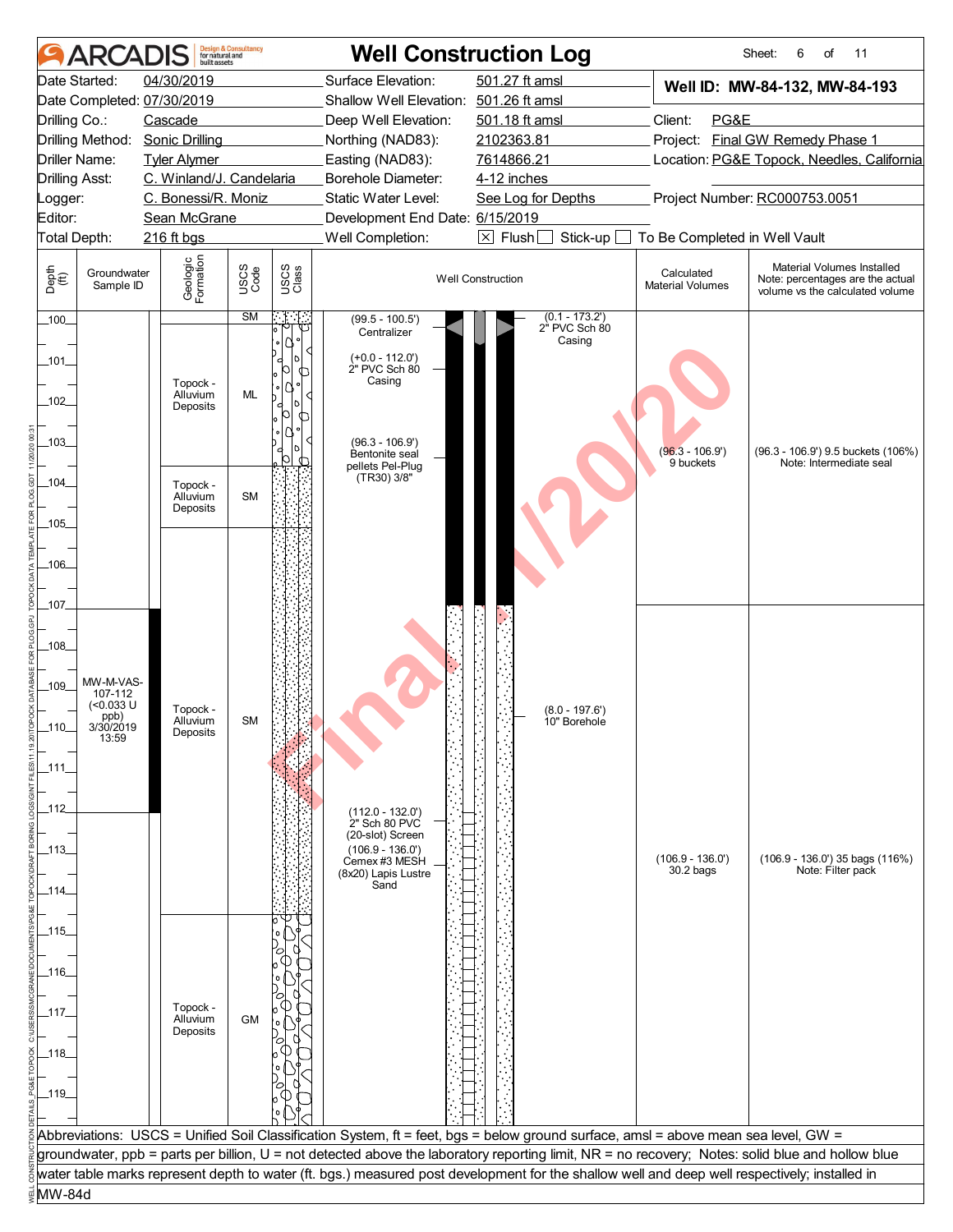# ARCADIS — Well Construction Log

Sheet: 6 of 11

| | | | |
|---|---|---|---|
| Date Started: | 04/30/2019 | Surface Elevation: | 501.27 ft amsl |
| Date Completed: | 07/30/2019 | Shallow Well Elevation: | 501.26 ft amsl |
| Drilling Co.: | Cascade | Deep Well Elevation: | 501.18 ft amsl |
| Drilling Method: | Sonic Drilling | Northing (NAD83): | 2102363.81 |
| Driller Name: | Tyler Alymer | Easting (NAD83): | 7614866.21 |
| Drilling Asst: | C. Winland/J. Candelaria | Borehole Diameter: | 4-12 inches |
| Logger: | C. Bonessi/R. Moniz | Static Water Level: | See Log for Depths |
| Editor: | Sean McGrane | Development End Date: | 6/15/2019 |
| Total Depth: | 216 ft bgs | Well Completion: | [X] Flush [ ] Stick-up [ ] To Be Completed in Well Vault |

**Well ID: MW-84-132, MW-84-193**

Client: PG&E
Project: Final GW Remedy Phase 1
Location: PG&E Topock, Needles, California
Project Number: RC000753.0051

| Depth (ft) | Groundwater Sample ID | Geologic Formation | USCS Code | Well Construction | Calculated Material Volumes | Material Volumes Installed (Note: percentages are the actual volume vs the calculated volume) |
|---|---|---|---|---|---|---|
| 100 | | | SM | (99.5 - 100.5') Centralizer; (0.1 - 173.2') 2" PVC Sch 80 Casing | | |
| 101–103 | | Topock - Alluvium Deposits | ML | (+0.0 - 112.0') 2" PVC Sch 80 Casing; (96.3 - 106.9') Bentonite seal pellets Pel-Plug (TR30) 3/8" | (96.3 - 106.9') 9 buckets | (96.3 - 106.9') 9.5 buckets (106%) Note: Intermediate seal |
| 104–105 | | Topock - Alluvium Deposits | SM | | | |
| 105–115 | MW-M-VAS-107-112 (<0.033 U ppb) 3/30/2019 13:59 | Topock - Alluvium Deposits | SM | (8.0 - 197.6') 10" Borehole; (112.0 - 132.0') 2" Sch 80 PVC (20-slot) Screen; (106.9 - 136.0') Cemex #3 MESH (8x20) Lapis Lustre Sand | (106.9 - 136.0') 30.2 bags | (106.9 - 136.0') 35 bags (116%) Note: Filter pack |
| 115–119 | | Topock - Alluvium Deposits | GM | | | |

Abbreviations: USCS = Unified Soil Classification System, ft = feet, bgs = below ground surface, amsl = above mean sea level, GW = groundwater, ppb = parts per billion, U = not detected above the laboratory reporting limit, NR = no recovery; Notes: solid blue and hollow blue water table marks represent depth to water (ft. bgs.) measured post development for the shallow well and deep well respectively; installed in MW-84d

Final 11/20/20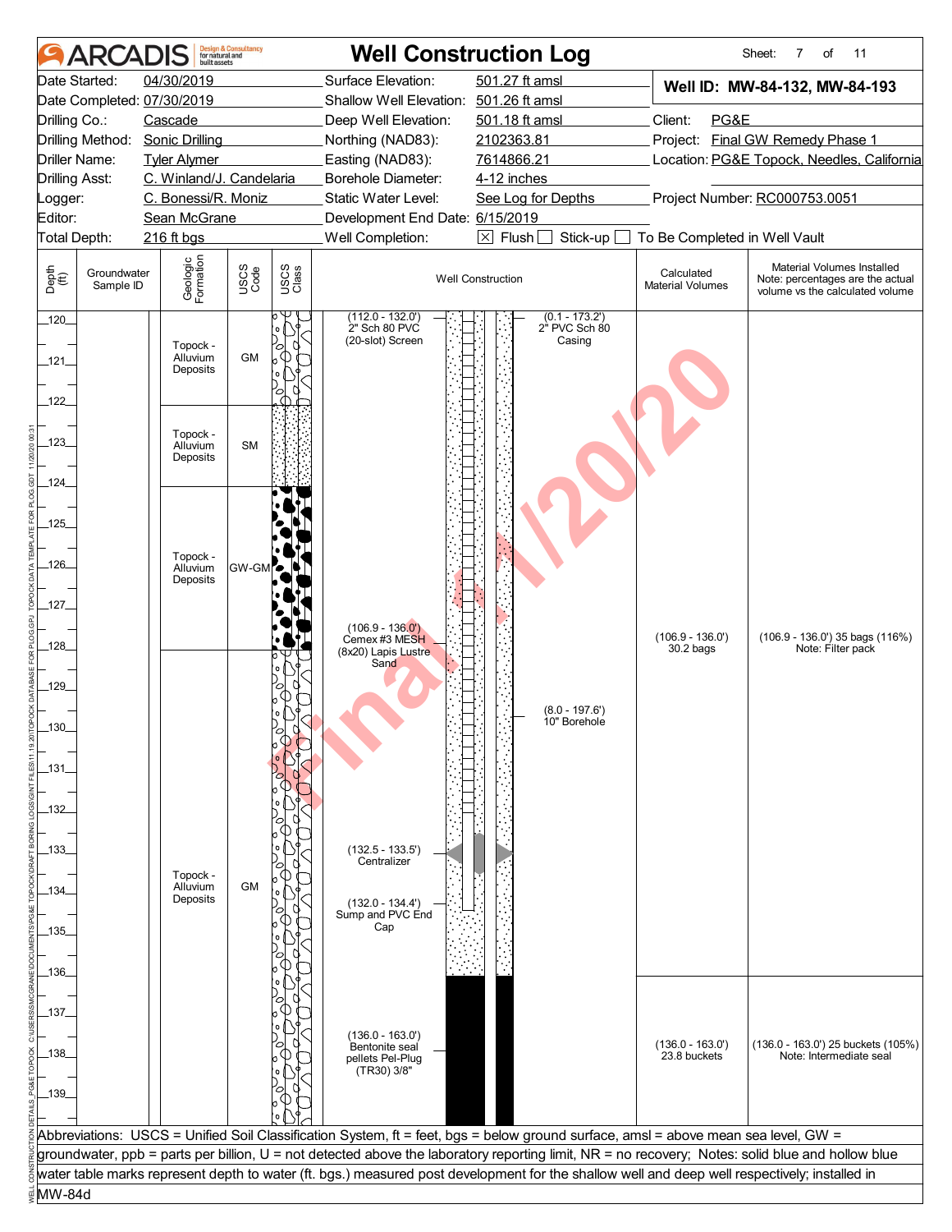# ARCADIS — Well Construction Log

Sheet: 7 of 11

| | | | |
|---|---|---|---|
| Date Started: | 04/30/2019 | Surface Elevation: | 501.27 ft amsl |
| Date Completed: | 07/30/2019 | Shallow Well Elevation: | 501.26 ft amsl |
| Drilling Co.: | Cascade | Deep Well Elevation: | 501.18 ft amsl |
| Drilling Method: | Sonic Drilling | Northing (NAD83): | 2102363.81 |
| Driller Name: | Tyler Alymer | Easting (NAD83): | 7614866.21 |
| Drilling Asst: | C. Winland/J. Candelaria | Borehole Diameter: | 4-12 inches |
| Logger: | C. Bonessi/R. Moniz | Static Water Level: | See Log for Depths |
| Editor: | Sean McGrane | Development End Date: | 6/15/2019 |
| Total Depth: | 216 ft bgs | Well Completion: | ☒ Flush ☐ Stick-up ☐ To Be Completed in Well Vault |

**Well ID: MW-84-132, MW-84-193**

Client: PG&E
Project: Final GW Remedy Phase 1
Location: PG&E Topock, Needles, California
Project Number: RC000753.0051

| Depth (ft) | Groundwater Sample ID | Geologic Formation | USCS Code | Well Construction | Calculated Material Volumes | Material Volumes Installed (Note: percentages are the actual volume vs the calculated volume) |
|---|---|---|---|---|---|---|
| 120–122 | | Topock - Alluvium Deposits | GM | (112.0 - 132.0') 2" Sch 80 PVC (20-slot) Screen; (0.1 - 173.2') 2" PVC Sch 80 Casing | | |
| 122–124 | | Topock - Alluvium Deposits | SM | | | |
| 124–128 | | Topock - Alluvium Deposits | GW-GM | (106.9 - 136.0') Cemex #3 MESH (8x20) Lapis Lustre Sand | (106.9 - 136.0') 30.2 bags | (106.9 - 136.0') 35 bags (116%) Note: Filter pack |
| 128–140 | | Topock - Alluvium Deposits | GM | (8.0 - 197.6') 10" Borehole; (132.5 - 133.5') Centralizer; (132.0 - 134.4') Sump and PVC End Cap; (136.0 - 163.0') Bentonite seal pellets Pel-Plug (TR30) 3/8" | (136.0 - 163.0') 23.8 buckets | (136.0 - 163.0') 25 buckets (105%) Note: Intermediate seal |

Abbreviations: USCS = Unified Soil Classification System, ft = feet, bgs = below ground surface, amsl = above mean sea level, GW = groundwater, ppb = parts per billion, U = not detected above the laboratory reporting limit, NR = no recovery; Notes: solid blue and hollow blue water table marks represent depth to water (ft. bgs.) measured post development for the shallow well and deep well respectively; installed in MW-84d

Final 11/20/20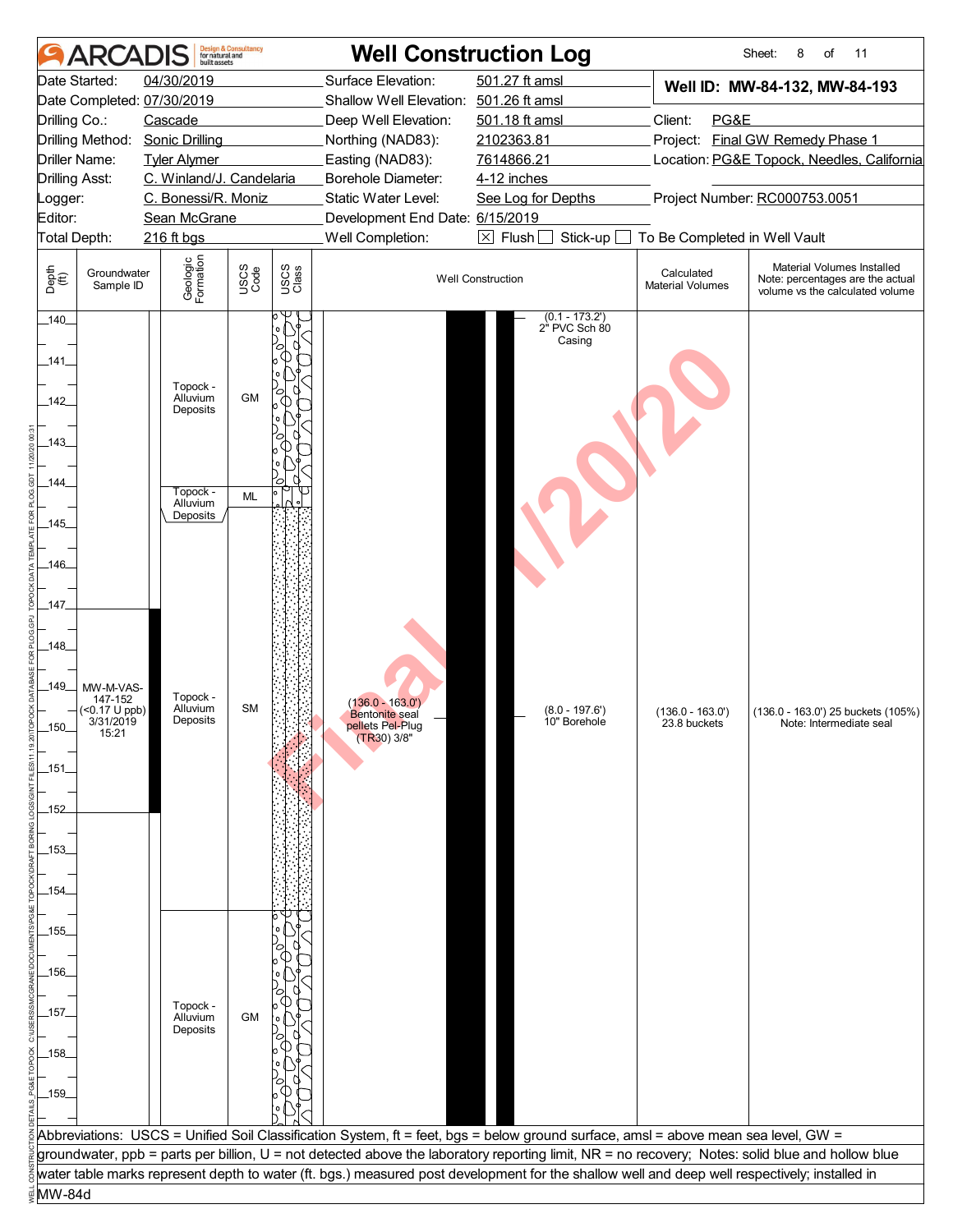# ARCADIS — Well Construction Log

Sheet: 8 of 11

| | | | |
|---|---|---|---|
| Date Started: 04/30/2019 | Surface Elevation: 501.27 ft amsl | **Well ID: MW-84-132, MW-84-193** | |
| Date Completed: 07/30/2019 | Shallow Well Elevation: 501.26 ft amsl | | |
| Drilling Co.: Cascade | Deep Well Elevation: 501.18 ft amsl | Client: PG&E | |
| Drilling Method: Sonic Drilling | Northing (NAD83): 2102363.81 | Project: Final GW Remedy Phase 1 | |
| Driller Name: Tyler Alymer | Easting (NAD83): 7614866.21 | Location: PG&E Topock, Needles, California | |
| Drilling Asst: C. Winland/J. Candelaria | Borehole Diameter: 4-12 inches | | |
| Logger: C. Bonessi/R. Moniz | Static Water Level: See Log for Depths | Project Number: RC000753.0051 | |
| Editor: Sean McGrane | Development End Date: 6/15/2019 | | |
| Total Depth: 216 ft bgs | Well Completion: ☒ Flush ☐ Stick-up ☐ To Be Completed in Well Vault | | |

| Depth (ft) | Groundwater Sample ID | Geologic Formation | USCS Code | Well Construction | Calculated Material Volumes | Material Volumes Installed (Note: percentages are the actual volume vs the calculated volume) |
|---|---|---|---|---|---|---|
| 140–144.3 | | Topock - Alluvium Deposits | GM | (0.1 - 173.2') 2" PVC Sch 80 Casing | | |
| 144.3–144.6 | | Topock - Alluvium Deposits | ML | | | |
| 144.6–154.4 | MW-M-VAS-147-152 (<0.17 U ppb) 3/31/2019 15:21 | Topock - Alluvium Deposits | SM | (136.0 - 163.0') Bentonite seal pellets Pel-Plug (TR30) 3/8"; (8.0 - 197.6') 10" Borehole | (136.0 - 163.0') 23.8 buckets | (136.0 - 163.0') 25 buckets (105%) Note: Intermediate seal |
| 154.4–160 | | Topock - Alluvium Deposits | GM | | | |

Abbreviations: USCS = Unified Soil Classification System, ft = feet, bgs = below ground surface, amsl = above mean sea level, GW = groundwater, ppb = parts per billion, U = not detected above the laboratory reporting limit, NR = no recovery; Notes: solid blue and hollow blue water table marks represent depth to water (ft. bgs.) measured post development for the shallow well and deep well respectively; installed in MW-84d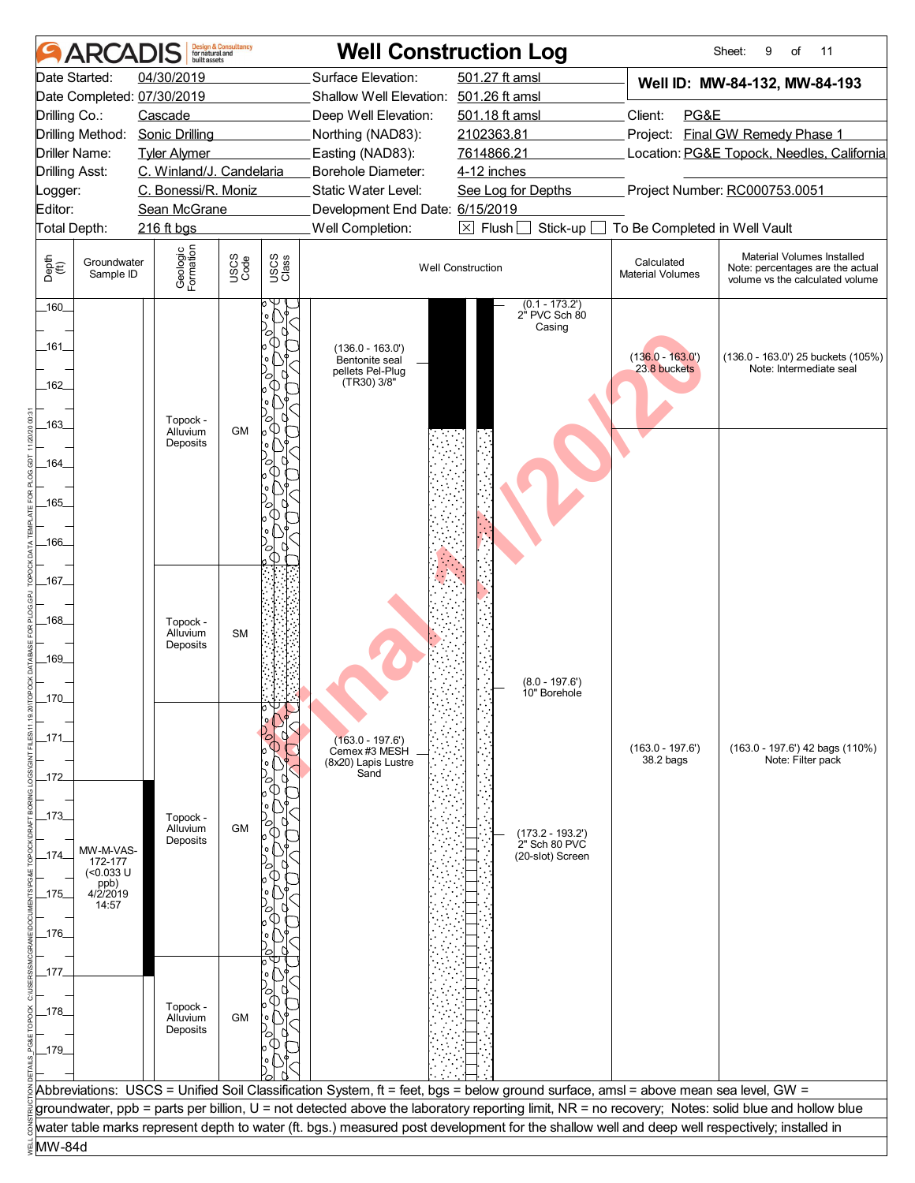# ARCADIS — Well Construction Log

Sheet: 9 of 11

| | | | |
|---|---|---|---|
| Date Started: | 04/30/2019 | Surface Elevation: | 501.27 ft amsl |
| Date Completed: | 07/30/2019 | Shallow Well Elevation: | 501.26 ft amsl |
| Drilling Co.: | Cascade | Deep Well Elevation: | 501.18 ft amsl |
| Drilling Method: | Sonic Drilling | Northing (NAD83): | 2102363.81 |
| Driller Name: | Tyler Alymer | Easting (NAD83): | 7614866.21 |
| Drilling Asst: | C. Winland/J. Candelaria | Borehole Diameter: | 4-12 inches |
| Logger: | C. Bonessi/R. Moniz | Static Water Level: | See Log for Depths |
| Editor: | Sean McGrane | Development End Date: | 6/15/2019 |
| Total Depth: | 216 ft bgs | Well Completion: | ☒ Flush ☐ Stick-up ☐ To Be Completed in Well Vault |

**Well ID: MW-84-132, MW-84-193**

Client: PG&E
Project: Final GW Remedy Phase 1
Location: PG&E Topock, Needles, California
Project Number: RC000753.0051

| Depth (ft) | Groundwater Sample ID | Geologic Formation | USCS Code | Well Construction | Calculated Material Volumes | Material Volumes Installed (Note: percentages are the actual volume vs the calculated volume) |
|---|---|---|---|---|---|---|
| 160–163 | | Topock - Alluvium Deposits | GM | (0.1 - 173.2') 2" PVC Sch 80 Casing; (136.0 - 163.0') Bentonite seal pellets Pel-Plug (TR30) 3/8" | (136.0 - 163.0') 23.8 buckets | (136.0 - 163.0') 25 buckets (105%) Note: Intermediate seal |
| 163–166.8 | | Topock - Alluvium Deposits | GM | (163.0 - 197.6') Cemex #3 MESH (8x20) Lapis Lustre Sand | (163.0 - 197.6') 38.2 bags | (163.0 - 197.6') 42 bags (110%) Note: Filter pack |
| 166.8–170.1 | | Topock - Alluvium Deposits | SM | (8.0 - 197.6') 10" Borehole | | |
| 170.1–176.6 | MW-M-VAS-172-177 (<0.033 U ppb) 4/2/2019 14:57 | Topock - Alluvium Deposits | GM | (173.2 - 193.2') 2" Sch 80 PVC (20-slot) Screen | | |
| 176.6–180 | | Topock - Alluvium Deposits | GM | | | |

Abbreviations: USCS = Unified Soil Classification System, ft = feet, bgs = below ground surface, amsl = above mean sea level, GW = groundwater, ppb = parts per billion, U = not detected above the laboratory reporting limit, NR = no recovery; Notes: solid blue and hollow blue water table marks represent depth to water (ft. bgs.) measured post development for the shallow well and deep well respectively; installed in MW-84d

Final 11/20/20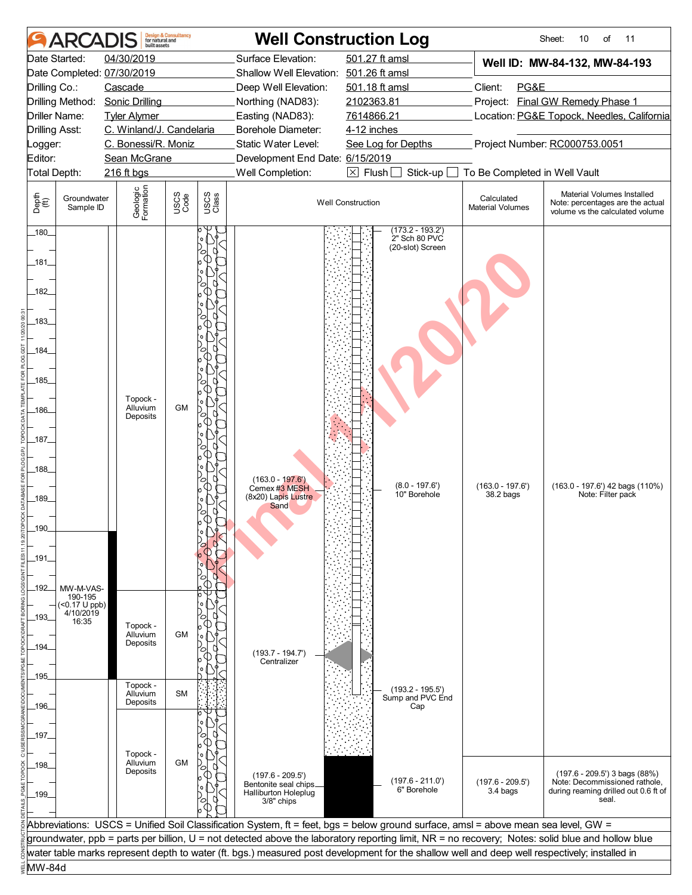# ARCADIS — Well Construction Log

Sheet: 10 of 11

| | | | |
|---|---|---|---|
| Date Started: | 04/30/2019 | Surface Elevation: | 501.27 ft amsl |
| Date Completed: | 07/30/2019 | Shallow Well Elevation: | 501.26 ft amsl |
| Drilling Co.: | Cascade | Deep Well Elevation: | 501.18 ft amsl |
| Drilling Method: | Sonic Drilling | Northing (NAD83): | 2102363.81 |
| Driller Name: | Tyler Alymer | Easting (NAD83): | 7614866.21 |
| Drilling Asst: | C. Winland/J. Candelaria | Borehole Diameter: | 4-12 inches |
| Logger: | C. Bonessi/R. Moniz | Static Water Level: | See Log for Depths |
| Editor: | Sean McGrane | Development End Date: | 6/15/2019 |
| Total Depth: | 216 ft bgs | Well Completion: | ☒ Flush ☐ Stick-up ☐ To Be Completed in Well Vault |

**Well ID: MW-84-132, MW-84-193**

Client: PG&E
Project: Final GW Remedy Phase 1
Location: PG&E Topock, Needles, California
Project Number: RC000753.0051

| Depth (ft) | Groundwater Sample ID | Geologic Formation | USCS Code | Well Construction | Calculated Material Volumes | Material Volumes Installed (Note: percentages are the actual volume vs the calculated volume) |
|---|---|---|---|---|---|---|
| 180–192 | | Topock - Alluvium Deposits | GM | (173.2 - 193.2') 2" Sch 80 PVC (20-slot) Screen; (163.0 - 197.6') Cemex #3 MESH (8x20) Lapis Lustre Sand; (8.0 - 197.6') 10" Borehole | (163.0 - 197.6') 38.2 bags | (163.0 - 197.6') 42 bags (110%) Note: Filter pack |
| 192–195 | MW-M-VAS-190-195 (<0.17 U ppb) 4/10/2019 16:35 | Topock - Alluvium Deposits | GM | (193.7 - 194.7') Centralizer | | |
| 195–196 | | Topock - Alluvium Deposits | SM | (193.2 - 195.5') Sump and PVC End Cap | | |
| 196–200 | | Topock - Alluvium Deposits | GM | (197.6 - 209.5') Bentonite seal chips Halliburton Holeplug 3/8" chips; (197.6 - 211.0') 6" Borehole | (197.6 - 209.5') 3.4 bags | (197.6 - 209.5') 3 bags (88%) Note: Decommissioned rathole, during reaming drilled out 0.6 ft of seal. |

Abbreviations: USCS = Unified Soil Classification System, ft = feet, bgs = below ground surface, amsl = above mean sea level, GW = groundwater, ppb = parts per billion, U = not detected above the laboratory reporting limit, NR = no recovery; Notes: solid blue and hollow blue water table marks represent depth to water (ft. bgs.) measured post development for the shallow well and deep well respectively; installed in MW-84d

Final 1/20/20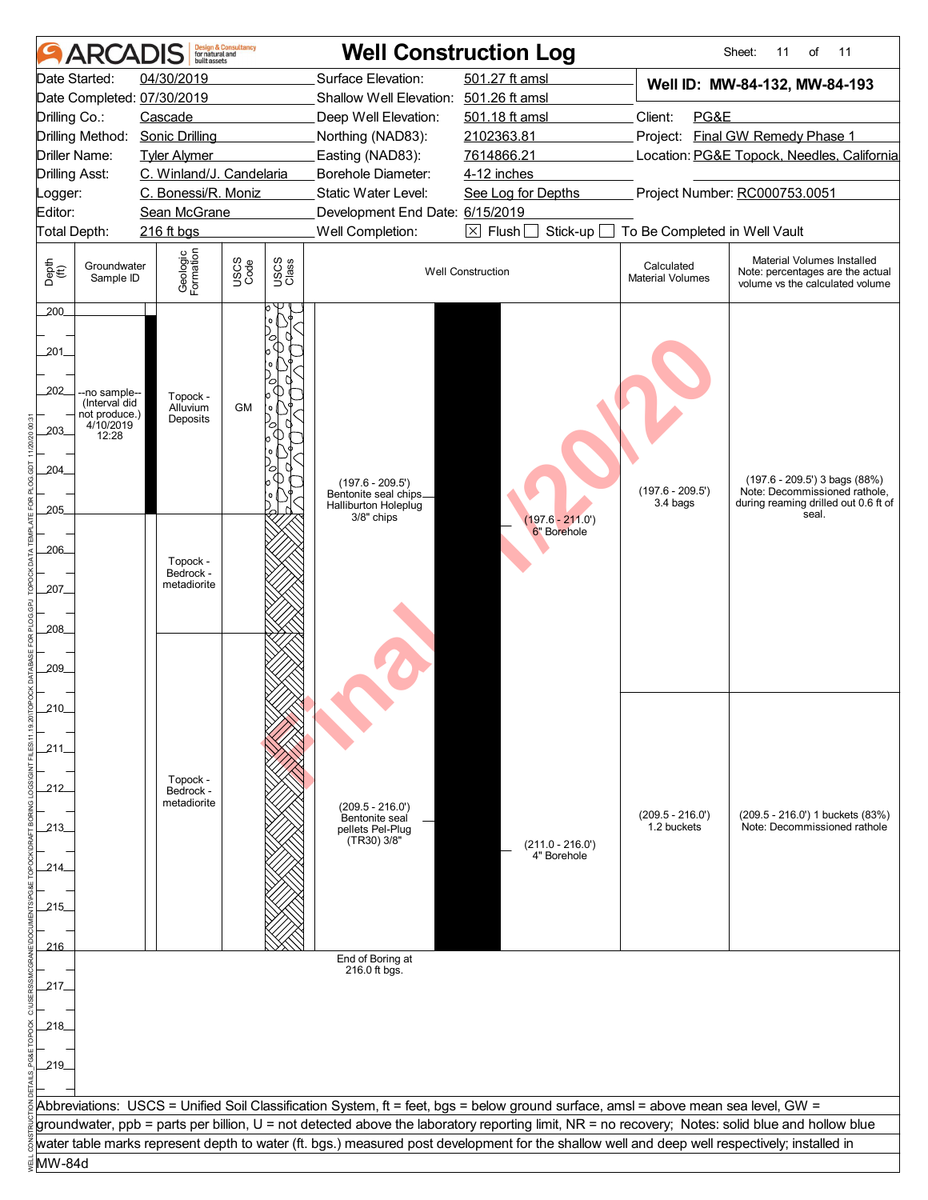# ARCADIS — Well Construction Log

Sheet: 11 of 11

| | | | |
|---|---|---|---|
| Date Started: | 04/30/2019 | Surface Elevation: | 501.27 ft amsl |
| Date Completed: | 07/30/2019 | Shallow Well Elevation: | 501.26 ft amsl |
| Drilling Co.: | Cascade | Deep Well Elevation: | 501.18 ft amsl |
| Drilling Method: | Sonic Drilling | Northing (NAD83): | 2102363.81 |
| Driller Name: | Tyler Alymer | Easting (NAD83): | 7614866.21 |
| Drilling Asst: | C. Winland/J. Candelaria | Borehole Diameter: | 4-12 inches |
| Logger: | C. Bonessi/R. Moniz | Static Water Level: | See Log for Depths |
| Editor: | Sean McGrane | Development End Date: | 6/15/2019 |
| Total Depth: | 216 ft bgs | Well Completion: | ☒ Flush ☐ Stick-up ☐ To Be Completed in Well Vault |

**Well ID: MW-84-132, MW-84-193**

Client: PG&E
Project: Final GW Remedy Phase 1
Location: PG&E Topock, Needles, California
Project Number: RC000753.0051

| Depth (ft) | Groundwater Sample ID | Geologic Formation | USCS Code | Well Construction | Calculated Material Volumes | Material Volumes Installed (Note: percentages are the actual volume vs the calculated volume) |
|---|---|---|---|---|---|---|
| 200–205 | --no sample-- (Interval did not produce.) 4/10/2019 12:28 | Topock - Alluvium Deposits | GM | (197.6 - 209.5') Bentonite seal chips Halliburton Holeplug 3/8" chips; (197.6 - 211.0') 6" Borehole | (197.6 - 209.5') 3.4 bags | (197.6 - 209.5') 3 bags (88%) Note: Decommissioned rathole, during reaming drilled out 0.6 ft of seal. |
| 205–208 | | Topock - Bedrock - metadiorite | | | | |
| 208–216 | | Topock - Bedrock - metadiorite | | (209.5 - 216.0') Bentonite seal pellets Pel-Plug (TR30) 3/8"; (211.0 - 216.0') 4" Borehole | (209.5 - 216.0') 1.2 buckets | (209.5 - 216.0') 1 buckets (83%) Note: Decommissioned rathole |

End of Boring at 216.0 ft bgs.

Abbreviations: USCS = Unified Soil Classification System, ft = feet, bgs = below ground surface, amsl = above mean sea level, GW = groundwater, ppb = parts per billion, U = not detected above the laboratory reporting limit, NR = no recovery; Notes: solid blue and hollow blue water table marks represent depth to water (ft. bgs.) measured post development for the shallow well and deep well respectively; installed in MW-84d

Final 1/20/20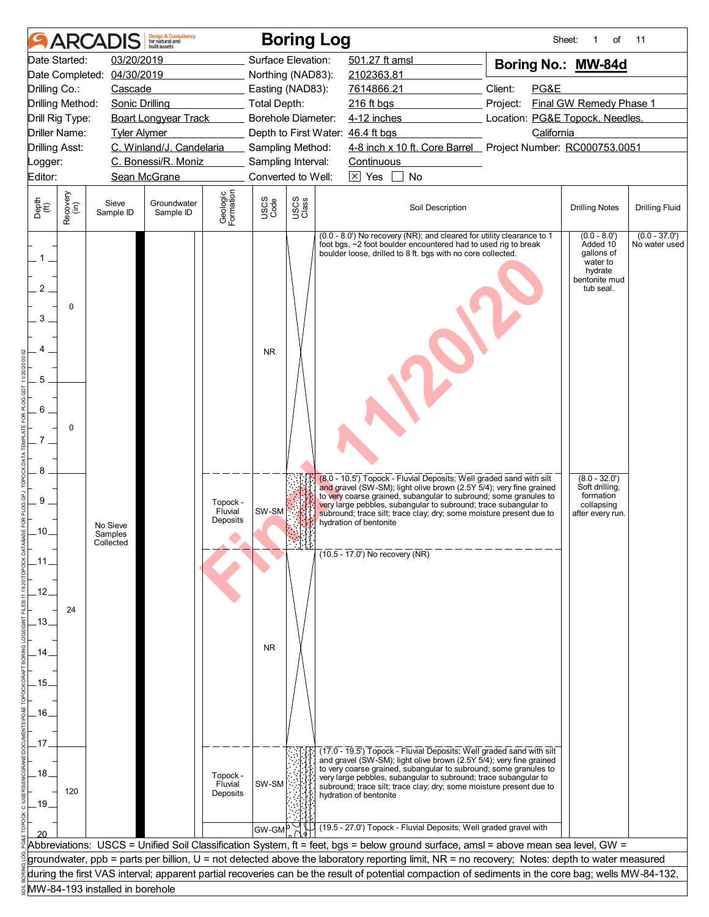# ARCADIS Boring Log

| | | | | | |
|---|---|---|---|---|---|
| Date Started: | 03/20/2019 | Surface Elevation: | 501.27 ft amsl | **Boring No.:** | **MW-84d** |
| Date Completed: | 04/30/2019 | Northing (NAD83): | 2102363.81 | | |
| Drilling Co.: | Cascade | Easting (NAD83): | 7614866.21 | Client: | PG&E |
| Drilling Method: | Sonic Drilling | Total Depth: | 216 ft bgs | Project: | Final GW Remedy Phase 1 |
| Drill Rig Type: | Boart Longyear Track | Borehole Diameter: | 4-12 inches | Location: | PG&E Topock, Needles, California |
| Driller Name: | Tyler Alymer | Depth to First Water: | 46.4 ft bgs | | |
| Drilling Asst: | C. Winland/J. Candelaria | Sampling Method: | 4-8 inch x 10 ft. Core Barrel | Project Number: | RC000753.0051 |
| Logger: | C. Bonessi/R. Moniz | Sampling Interval: | Continuous | | |
| Editor: | Sean McGrane | Converted to Well: | ☒ Yes ☐ No | | |

| Depth (ft) | Recovery (in) | Sieve Sample ID | Groundwater Sample ID | Geologic Formation | USCS Code | Soil Description | Drilling Notes | Drilling Fluid |
|---|---|---|---|---|---|---|---|---|
| 0.0 - 5.0 | 0 | No Sieve Samples Collected | | | NR | (0.0 - 8.0') No recovery (NR); and cleared for utility clearance to 1 foot bgs, ~2 foot boulder encountered had to used rig to break boulder loose, drilled to 8 ft. bgs with no core collected. | (0.0 - 8.0') Added 10 gallons of water to hydrate bentonite mud tub seal. | (0.0 - 37.0') No water used |
| 5.0 - 8.0 | 0 | | | | | | | |
| 8.0 - 10.5 | 24 | | | Topock - Fluvial Deposits | SW-SM | (8.0 - 10.5') Topock - Fluvial Deposits; Well graded sand with silt and gravel (SW-SM); light olive brown (2.5Y 5/4); very fine grained to very coarse grained, subangular to subround; some granules to very large pebbles, subangular to subround; trace subangular to subround; trace silt; trace clay; dry; some moisture present due to hydration of bentonite | (8.0 - 32.0') Soft drilling, formation collapsing after every run. | |
| 10.5 - 17.0 | | | | | NR | (10.5 - 17.0') No recovery (NR) | | |
| 17.0 - 19.5 | 120 | | | Topock - Fluvial Deposits | SW-SM | (17.0 - 19.5') Topock - Fluvial Deposits; Well graded sand with silt and gravel (SW-SM); light olive brown (2.5Y 5/4); very fine grained to very coarse grained, subangular to subround; some granules to very large pebbles, subangular to subround; trace subangular to subround; trace silt; trace clay; dry; some moisture present due to hydration of bentonite | | |
| 19.5 - 20 | | | | | GW-GM | (19.5 - 27.0') Topock - Fluvial Deposits; Well graded gravel with | | |

Abbreviations: USCS = Unified Soil Classification System, ft = feet, bgs = below ground surface, amsl = above mean sea level, GW = groundwater, ppb = parts per billion, U = not detected above the laboratory reporting limit, NR = no recovery; Notes: depth to water measured during the first VAS interval; apparent partial recoveries can be the result of potential compaction of sediments in the core bag; wells MW-84-132, MW-84-193 installed in borehole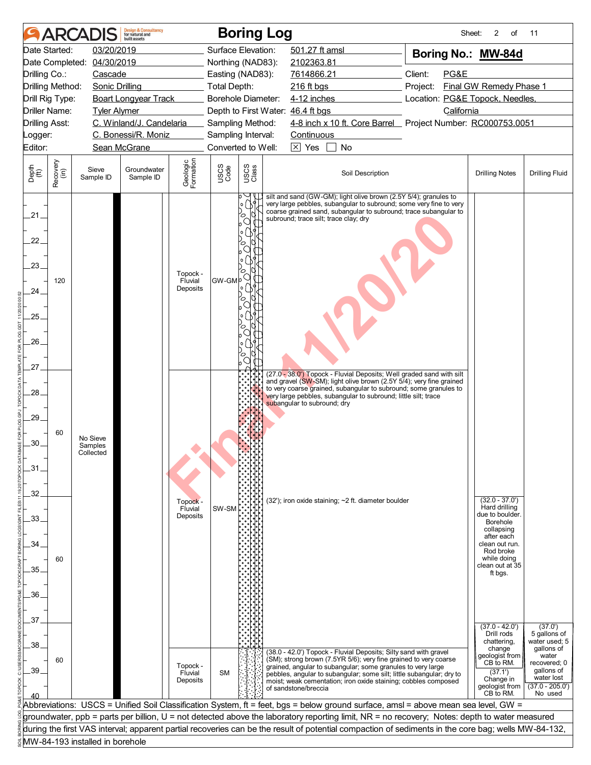# ARCADIS — Boring Log

| | | | | | |
|---|---|---|---|---|---|
| Date Started: | 03/20/2019 | Surface Elevation: | 501.27 ft amsl | **Boring No.: MW-84d** | |
| Date Completed: | 04/30/2019 | Northing (NAD83): | 2102363.81 | | |
| Drilling Co.: | Cascade | Easting (NAD83): | 7614866.21 | Client: | PG&E |
| Drilling Method: | Sonic Drilling | Total Depth: | 216 ft bgs | Project: | Final GW Remedy Phase 1 |
| Drill Rig Type: | Boart Longyear Track | Borehole Diameter: | 4-12 inches | Location: | PG&E Topock, Needles, California |
| Driller Name: | Tyler Alymer | Depth to First Water: | 46.4 ft bgs | | |
| Drilling Asst: | C. Winland/J. Candelaria | Sampling Method: | 4-8 inch x 10 ft. Core Barrel | Project Number: | RC000753.0051 |
| Logger: | C. Bonessi/R. Moniz | Sampling Interval: | Continuous | | |
| Editor: | Sean McGrane | Converted to Well: | ☒ Yes ☐ No | | |

| Depth (ft) | Recovery (in) | Sieve Sample ID | Groundwater Sample ID | Geologic Formation | USCS Code | Soil Description | Drilling Notes | Drilling Fluid |
|---|---|---|---|---|---|---|---|---|
| 20–27 | 120 | No Sieve Samples Collected | | Topock - Fluvial Deposits | GW-GM | silt and sand (GW-GM); light olive brown (2.5Y 5/4); granules to very large pebbles, subangular to subround; some very fine to very coarse grained sand, subangular to subround; trace subangular to subround; trace silt; trace clay; dry | | |
| 27–32 | 60 | | | Topock - Fluvial Deposits | SW-SM | (27.0 - 38.0') Topock - Fluvial Deposits; Well graded sand with silt and gravel (SW-SM); light olive brown (2.5Y 5/4); very fine grained to very coarse grained, subangular to subround; some granules to very large pebbles, subangular to subround; little silt; trace subangular to subround; dry | | |
| 32–37 | 60 | | | | | (32'); iron oxide staining; ~2 ft. diameter boulder | (32.0 - 37.0') Hard drilling due to boulder. Borehole collapsing after each clean out run. Rod broke while doing clean out at 35 ft bgs. | |
| 37–40 | 60 | | | Topock - Fluvial Deposits | SM | (38.0 - 42.0') Topock - Fluvial Deposits; Silty sand with gravel (SM); strong brown (7.5YR 5/6); very fine grained to very coarse grained, angular to subangular; some granules to very large pebbles, angular to subangular; some silt; little subangular; dry to moist; weak cementation; iron oxide staining; cobbles composed of sandstone/breccia | (37.0 - 42.0') Drill rods chattering, change geologist from CB to RM. (37.1') Change in geologist from CB to RM. | (37.0') 5 gallons of water used; 5 gallons of water recovered; 0 gallons of water lost (37.0 - 205.0') No used |

Abbreviations: USCS = Unified Soil Classification System, ft = feet, bgs = below ground surface, amsl = above mean sea level, GW = groundwater, ppb = parts per billion, U = not detected above the laboratory reporting limit, NR = no recovery; Notes: depth to water measured during the first VAS interval; apparent partial recoveries can be the result of potential compaction of sediments in the core bag; wells MW-84-132, MW-84-193 installed in borehole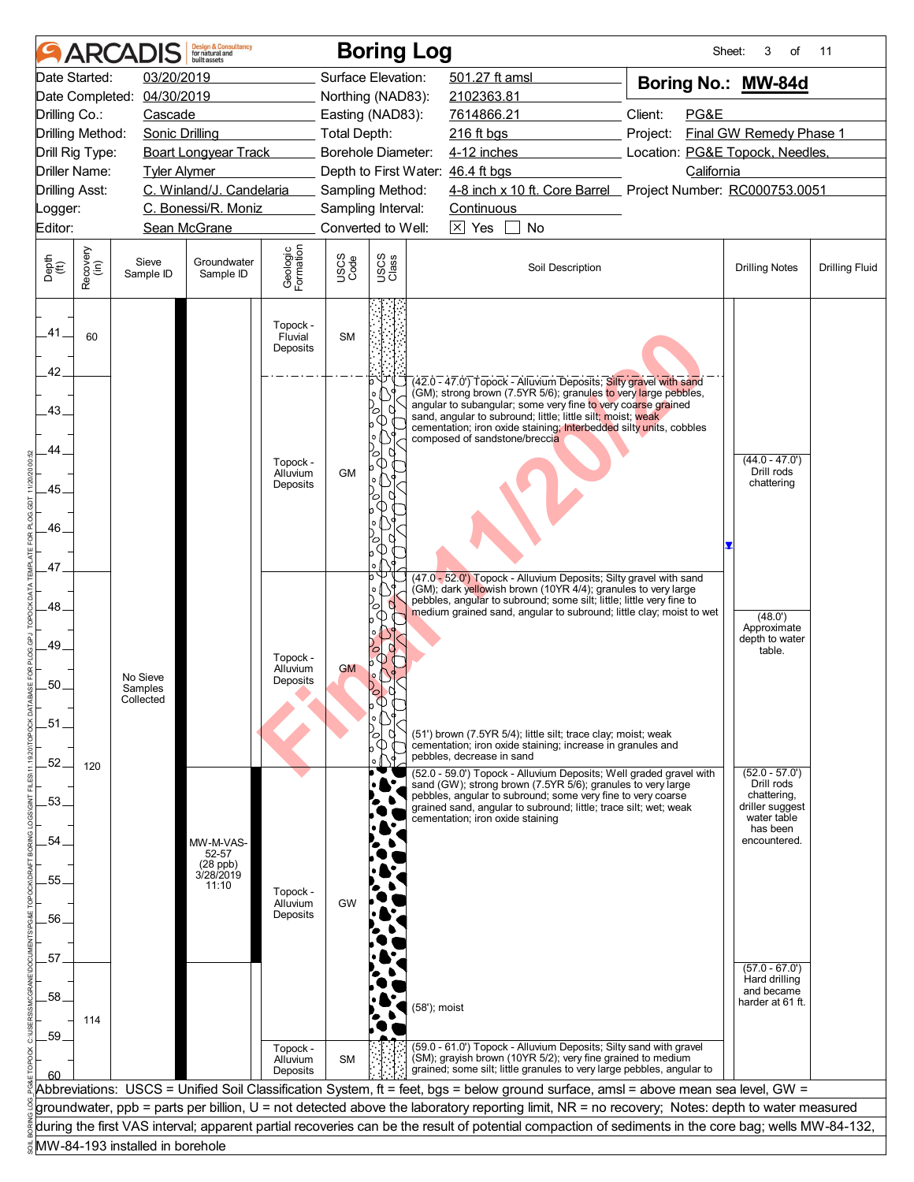# ARCADIS Boring Log

Sheet: 3 of 11

| | | | |
|---|---|---|---|
| Date Started: | 03/20/2019 | Surface Elevation: | 501.27 ft amsl |
| Date Completed: | 04/30/2019 | Northing (NAD83): | 2102363.81 |
| Drilling Co.: | Cascade | Easting (NAD83): | 7614866.21 |
| Drilling Method: | Sonic Drilling | Total Depth: | 216 ft bgs |
| Drill Rig Type: | Boart Longyear Track | Borehole Diameter: | 4-12 inches |
| Driller Name: | Tyler Alymer | Depth to First Water: | 46.4 ft bgs |
| Drilling Asst: | C. Winland/J. Candelaria | Sampling Method: | 4-8 inch x 10 ft. Core Barrel |
| Logger: | C. Bonessi/R. Moniz | Sampling Interval: | Continuous |
| Editor: | Sean McGrane | Converted to Well: | [X] Yes [ ] No |

**Boring No.: MW-84d**

Client: PG&E
Project: Final GW Remedy Phase 1
Location: PG&E Topock, Needles, California
Project Number: RC000753.0051

| Depth (ft) | Recovery (in) | Sieve Sample ID | Groundwater Sample ID | Geologic Formation | USCS Code | Soil Description | Drilling Notes | Drilling Fluid |
|---|---|---|---|---|---|---|---|---|
| 41–42 | 60 | No Sieve Samples Collected | | Topock - Fluvial Deposits | SM | | | |
| 42–47 | | | | Topock - Alluvium Deposits | GM | (42.0 - 47.0') Topock - Alluvium Deposits; Silty gravel with sand (GM); strong brown (7.5YR 5/6); granules to very large pebbles, angular to subangular; some very fine to very coarse grained sand, angular to subround; little; little silt; moist; weak cementation; iron oxide staining; Interbedded silty units, cobbles composed of sandstone/breccia | (44.0 - 47.0') Drill rods chattering | |
| 47–52 | | | | Topock - Alluvium Deposits | GM | (47.0 - 52.0') Topock - Alluvium Deposits; Silty gravel with sand (GM); dark yellowish brown (10YR 4/4); granules to very large pebbles, angular to subround; some silt; little; little very fine to medium grained sand, angular to subround; little clay; moist to wet<br>(51') brown (7.5YR 5/4); little silt; trace clay; moist; weak cementation; iron oxide staining; increase in granules and pebbles, decrease in sand | (48.0') Approximate depth to water table. | |
| 52–59 | 120 | | MW-M-VAS-52-57 (28 ppb) 3/28/2019 11:10 | Topock - Alluvium Deposits | GW | (52.0 - 59.0') Topock - Alluvium Deposits; Well graded gravel with sand (GW); strong brown (7.5YR 5/6); granules to very large pebbles, angular to subround; some very fine to very coarse grained sand, angular to subround; little; trace silt; wet; weak cementation; iron oxide staining<br>(58'); moist | (52.0 - 57.0') Drill rods chattering, driller suggest water table has been encountered.<br>(57.0 - 67.0') Hard drilling and became harder at 61 ft. | |
| 59–60 | 114 | | | Topock - Alluvium Deposits | SM | (59.0 - 61.0') Topock - Alluvium Deposits; Silty sand with gravel (SM); grayish brown (10YR 5/2); very fine grained to medium grained sand; some silt; little granules to very large pebbles, angular to | | |

Abbreviations: USCS = Unified Soil Classification System, ft = feet, bgs = below ground surface, amsl = above mean sea level, GW = groundwater, ppb = parts per billion, U = not detected above the laboratory reporting limit, NR = no recovery; Notes: depth to water measured during the first VAS interval; apparent partial recoveries can be the result of potential compaction of sediments in the core bag; wells MW-84-132, MW-84-193 installed in borehole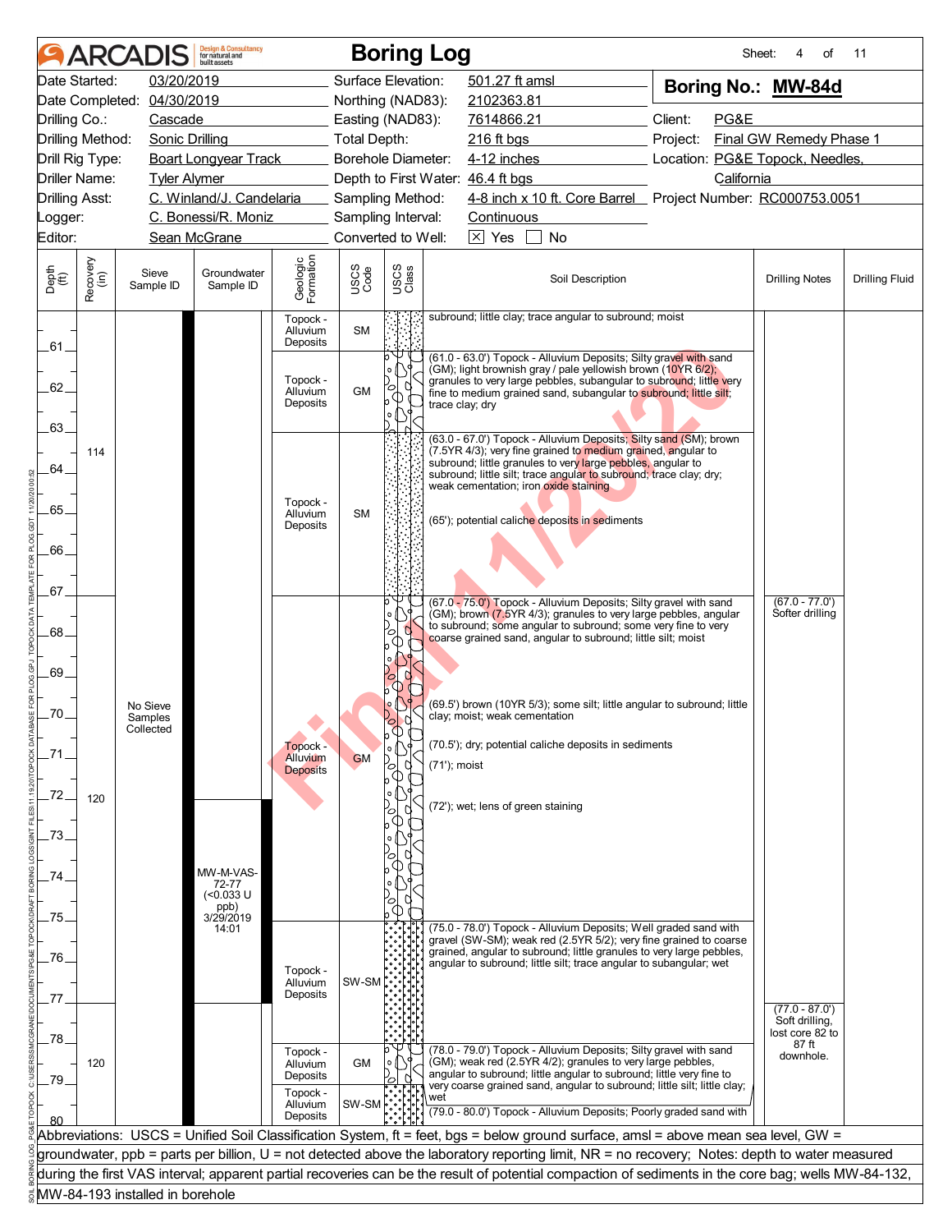# Boring Log

**Boring No.: MW-84d**

| | | | | | |
|---|---|---|---|---|---|
| Date Started: | 03/20/2019 | Surface Elevation: | 501.27 ft amsl | Client: | PG&E |
| Date Completed: | 04/30/2019 | Northing (NAD83): | 2102363.81 | Project: | Final GW Remedy Phase 1 |
| Drilling Co.: | Cascade | Easting (NAD83): | 7614866.21 | Location: | PG&E Topock, Needles, California |
| Drilling Method: | Sonic Drilling | Total Depth: | 216 ft bgs | Project Number: | RC000753.0051 |
| Drill Rig Type: | Boart Longyear Track | Borehole Diameter: | 4-12 inches | | |
| Driller Name: | Tyler Alymer | Depth to First Water: | 46.4 ft bgs | | |
| Drilling Asst: | C. Winland/J. Candelaria | Sampling Method: | 4-8 inch x 10 ft. Core Barrel | | |
| Logger: | C. Bonessi/R. Moniz | Sampling Interval: | Continuous | | |
| Editor: | Sean McGrane | Converted to Well: | [X] Yes [ ] No | | |

| Depth (ft) | Recovery (in) | Sieve Sample ID | Groundwater Sample ID | Geologic Formation | USCS Code | Soil Description | Drilling Notes | Drilling Fluid |
|---|---|---|---|---|---|---|---|---|
| 60-61 | | No Sieve Samples Collected | | Topock - Alluvium Deposits | SM | subround; little clay; trace angular to subround; moist | | |
| 61-63 | 114 | | | Topock - Alluvium Deposits | GM | (61.0 - 63.0') Topock - Alluvium Deposits; Silty gravel with sand (GM); light brownish gray / pale yellowish brown (10YR 6/2); granules to very large pebbles, subangular to subround; little very fine to medium grained sand, subangular to subround; little silt; trace clay; dry | | |
| 63-67 | | | | Topock - Alluvium Deposits | SM | (63.0 - 67.0') Topock - Alluvium Deposits; Silty sand (SM); brown (7.5YR 4/3); very fine grained to medium grained, angular to subround; little granules to very large pebbles, angular to subround; little silt; trace angular to subround; trace clay; dry; weak cementation; iron oxide staining<br>(65'); potential caliche deposits in sediments | | |
| 67-75 | 120 | | MW-M-VAS-72-77 (<0.033 U ppb) 3/29/2019 14:01 | Topock - Alluvium Deposits | GM | (67.0 - 75.0') Topock - Alluvium Deposits; Silty gravel with sand (GM); brown (7.5YR 4/3); granules to very large pebbles, angular to subround; some angular to subround; some very fine to very coarse grained sand, angular to subround; little silt; moist<br>(69.5') brown (10YR 5/3); some silt; little angular to subround; little clay; moist; weak cementation<br>(70.5'); dry; potential caliche deposits in sediments<br>(71'); moist<br>(72'); wet; lens of green staining | (67.0 - 77.0') Softer drilling | |
| 75-78 | | | | Topock - Alluvium Deposits | SW-SM | (75.0 - 78.0') Topock - Alluvium Deposits; Well graded sand with gravel (SW-SM); weak red (2.5YR 5/2); very fine grained to coarse grained, angular to subround; little granules to very large pebbles, angular to subround; little silt; trace angular to subangular; wet | (77.0 - 87.0') Soft drilling, lost core 82 to 87 ft downhole. | |
| 78-79 | 120 | | | Topock - Alluvium Deposits | GM | (78.0 - 79.0') Topock - Alluvium Deposits; Silty gravel with sand (GM); weak red (2.5YR 4/2); granules to very large pebbles, angular to subround; little angular to subround; little very fine to very coarse grained sand, angular to subround; little silt; little clay; wet | | |
| 79-80 | | | | Topock - Alluvium Deposits | SW-SM | (79.0 - 80.0') Topock - Alluvium Deposits; Poorly graded sand with | | |

Abbreviations: USCS = Unified Soil Classification System, ft = feet, bgs = below ground surface, amsl = above mean sea level, GW = groundwater, ppb = parts per billion, U = not detected above the laboratory reporting limit, NR = no recovery; Notes: depth to water measured during the first VAS interval; apparent partial recoveries can be the result of potential compaction of sediments in the core bag; wells MW-84-132, MW-84-193 installed in borehole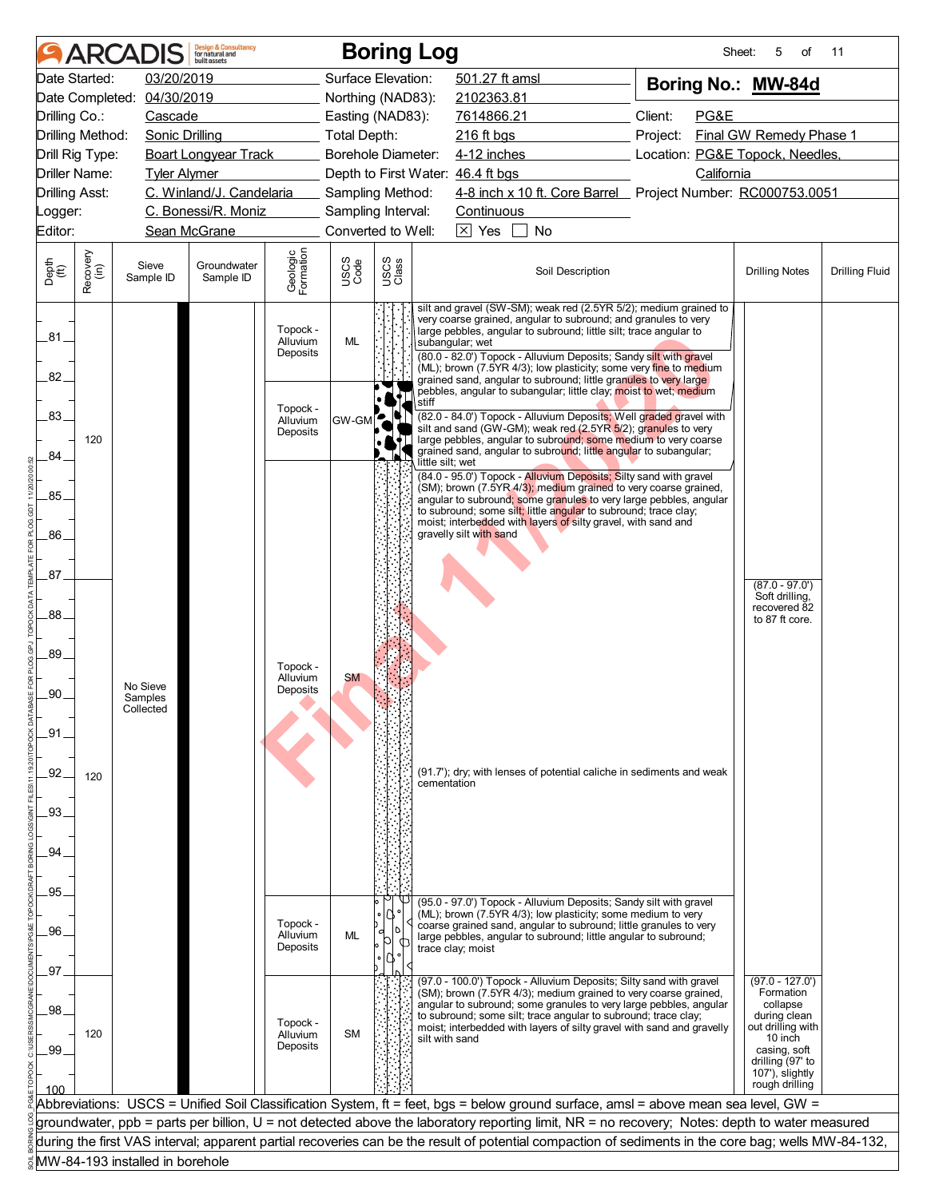# Boring Log

**Boring No.: MW-84d**

| | | | | | |
|---|---|---|---|---|---|
| Date Started: | 03/20/2019 | Surface Elevation: | 501.27 ft amsl | | |
| Date Completed: | 04/30/2019 | Northing (NAD83): | 2102363.81 | | |
| Drilling Co.: | Cascade | Easting (NAD83): | 7614866.21 | Client: | PG&E |
| Drilling Method: | Sonic Drilling | Total Depth: | 216 ft bgs | Project: | Final GW Remedy Phase 1 |
| Drill Rig Type: | Boart Longyear Track | Borehole Diameter: | 4-12 inches | Location: | PG&E Topock, Needles, California |
| Driller Name: | Tyler Alymer | Depth to First Water: | 46.4 ft bgs | | |
| Drilling Asst: | C. Winland/J. Candelaria | Sampling Method: | 4-8 inch x 10 ft. Core Barrel | Project Number: | RC000753.0051 |
| Logger: | C. Bonessi/R. Moniz | Sampling Interval: | Continuous | | |
| Editor: | Sean McGrane | Converted to Well: | [X] Yes [ ] No | | |

| Depth (ft) | Recovery (in) | Sieve Sample ID | Groundwater Sample ID | Geologic Formation | USCS Code | Soil Description | Drilling Notes | Drilling Fluid |
|---|---|---|---|---|---|---|---|---|
| 80–82 | 120 | No Sieve Samples Collected | | Topock - Alluvium Deposits | ML | silt and gravel (SW-SM); weak red (2.5YR 5/2); medium grained to very coarse grained, angular to subround; and granules to very large pebbles, angular to subround; little silt; trace angular to subangular; wet<br>(80.0 - 82.0') Topock - Alluvium Deposits; Sandy silt with gravel (ML); brown (7.5YR 4/3); low plasticity; some very fine to medium grained sand, angular to subround; little granules to very large pebbles, angular to subangular; little clay; moist to wet; medium stiff | | |
| 82–84 | | | | Topock - Alluvium Deposits | GW-GM | (82.0 - 84.0') Topock - Alluvium Deposits; Well graded gravel with silt and sand (GW-GM); weak red (2.5YR 5/2); granules to very large pebbles, angular to subround; some medium to very coarse grained sand, angular to subround; little angular to subangular; little silt; wet | | |
| 84–95 | 120 | | | Topock - Alluvium Deposits | SM | (84.0 - 95.0') Topock - Alluvium Deposits; Silty sand with gravel (SM); brown (7.5YR 4/3); medium grained to very coarse grained, angular to subround; some granules to very large pebbles, angular to subround; some silt; little angular to subround; trace clay; moist; interbedded with layers of silty gravel, with sand and gravelly silt with sand<br>(91.7'); dry; with lenses of potential caliche in sediments and weak cementation | (87.0 - 97.0') Soft drilling, recovered 82 to 87 ft core. | |
| 95–97 | | | | Topock - Alluvium Deposits | ML | (95.0 - 97.0') Topock - Alluvium Deposits; Sandy silt with gravel (ML); brown (7.5YR 4/3); low plasticity; some medium to very coarse grained sand, angular to subround; little granules to very large pebbles, angular to subround; little angular to subround; trace clay; moist | | |
| 97–100 | 120 | | | Topock - Alluvium Deposits | SM | (97.0 - 100.0') Topock - Alluvium Deposits; Silty sand with gravel (SM); brown (7.5YR 4/3); medium grained to very coarse grained, angular to subround; some granules to very large pebbles, angular to subround; some silt; trace angular to subround; trace clay; moist; interbedded with layers of silty gravel with sand and gravelly silt with sand | (97.0 - 127.0') Formation collapse during clean out drilling with 10 inch casing, soft drilling (97' to 107'), slightly rough drilling | |

Abbreviations: USCS = Unified Soil Classification System, ft = feet, bgs = below ground surface, amsl = above mean sea level, GW = groundwater, ppb = parts per billion, U = not detected above the laboratory reporting limit, NR = no recovery; Notes: depth to water measured during the first VAS interval; apparent partial recoveries can be the result of potential compaction of sediments in the core bag; wells MW-84-132, MW-84-193 installed in borehole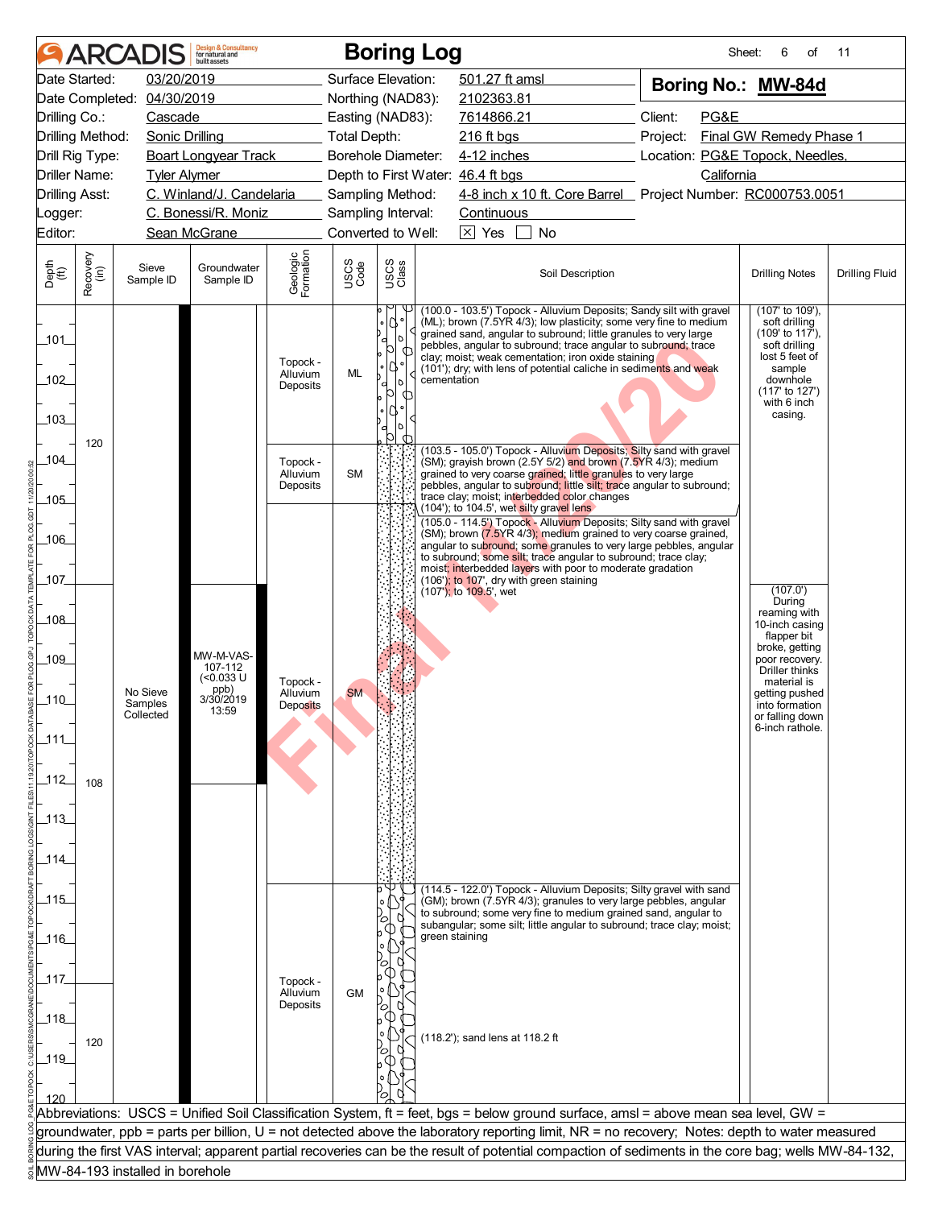# Boring Log

Sheet: 6 of 11

| | | | |
|---|---|---|---|
| Date Started: | 03/20/2019 | Surface Elevation: | 501.27 ft amsl |
| Date Completed: | 04/30/2019 | Northing (NAD83): | 2102363.81 |
| Drilling Co.: | Cascade | Easting (NAD83): | 7614866.21 |
| Drilling Method: | Sonic Drilling | Total Depth: | 216 ft bgs |
| Drill Rig Type: | Boart Longyear Track | Borehole Diameter: | 4-12 inches |
| Driller Name: | Tyler Alymer | Depth to First Water: | 46.4 ft bgs |
| Drilling Asst: | C. Winland/J. Candelaria | Sampling Method: | 4-8 inch x 10 ft. Core Barrel |
| Logger: | C. Bonessi/R. Moniz | Sampling Interval: | Continuous |
| Editor: | Sean McGrane | Converted to Well: | [X] Yes [ ] No |

**Boring No.: MW-84d**

Client: PG&E
Project: Final GW Remedy Phase 1
Location: PG&E Topock, Needles, California
Project Number: RC000753.0051

| Depth (ft) | Recovery (in) | Sieve Sample ID | Groundwater Sample ID | Geologic Formation | USCS Code | Soil Description | Drilling Notes | Drilling Fluid |
|---|---|---|---|---|---|---|---|---|
| 100–103.5 | 120 | | | Topock - Alluvium Deposits | ML | (100.0 - 103.5') Topock - Alluvium Deposits; Sandy silt with gravel (ML); brown (7.5YR 4/3); low plasticity; some very fine to medium grained sand, angular to subround; little granules to very large pebbles, angular to subround; trace angular to subround; trace clay; moist; weak cementation; iron oxide staining (101'); dry; with lens of potential caliche in sediments and weak cementation | (107' to 109'), soft drilling (109' to 117'), soft drilling lost 5 feet of sample downhole (117' to 127') with 6 inch casing. | |
| 103.5–105 | | | | Topock - Alluvium Deposits | SM | (103.5 - 105.0') Topock - Alluvium Deposits; Silty sand with gravel (SM); grayish brown (2.5Y 5/2) and brown (7.5YR 4/3); medium grained to very coarse grained; little granules to very large pebbles, angular to subround; little silt; trace angular to subround; trace clay; moist; interbedded color changes (104'); to 104.5', wet silty gravel lens | | |
| 105–114.5 | 108 | No Sieve Samples Collected | MW-M-VAS-107-112 (<0.033 U ppb) 3/30/2019 13:59 | Topock - Alluvium Deposits | SM | (105.0 - 114.5') Topock - Alluvium Deposits; Silty sand with gravel (SM); brown (7.5YR 4/3); medium grained to very coarse grained, angular to subround; some granules to very large pebbles, angular to subround; some silt; trace angular to subround; trace clay; moist; interbedded layers with poor to moderate gradation (106'); to 107', dry with green staining (107'); to 109.5', wet | (107.0') During reaming with 10-inch casing flapper bit broke, getting poor recovery. Driller thinks material is getting pushed into formation or falling down 6-inch rathole. | |
| 114.5–120 | 120 | | | Topock - Alluvium Deposits | GM | (114.5 - 122.0') Topock - Alluvium Deposits; Silty gravel with sand (GM); brown (7.5YR 4/3); granules to very large pebbles, angular to subround; some very fine to medium grained sand, angular to subangular; some silt; little angular to subround; trace clay; moist; green staining (118.2'); sand lens at 118.2 ft | | |

Abbreviations: USCS = Unified Soil Classification System, ft = feet, bgs = below ground surface, amsl = above mean sea level, GW = groundwater, ppb = parts per billion, U = not detected above the laboratory reporting limit, NR = no recovery; Notes: depth to water measured during the first VAS interval; apparent partial recoveries can be the result of potential compaction of sediments in the core bag; wells MW-84-132, MW-84-193 installed in borehole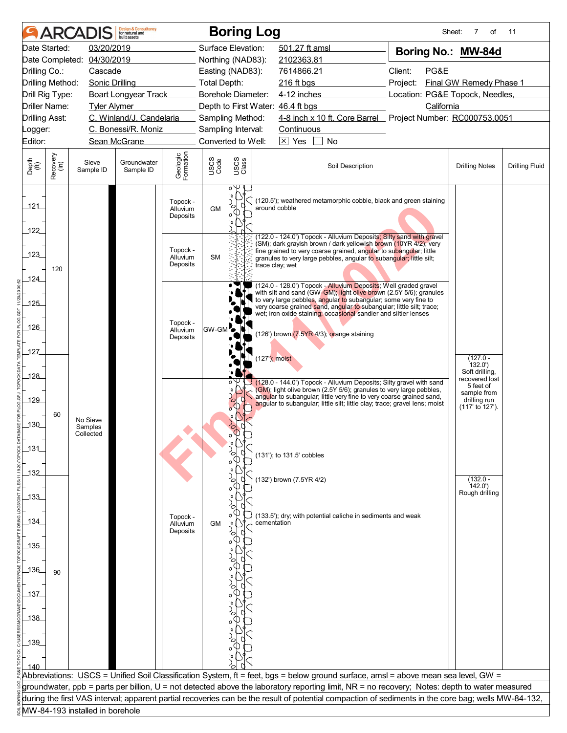# ARCADIS Boring Log

| | | | | | |
|---|---|---|---|---|---|
| Date Started: | 03/20/2019 | Surface Elevation: | 501.27 ft amsl | **Boring No.:** | **MW-84d** |
| Date Completed: | 04/30/2019 | Northing (NAD83): | 2102363.81 | | |
| Drilling Co.: | Cascade | Easting (NAD83): | 7614866.21 | Client: | PG&E |
| Drilling Method: | Sonic Drilling | Total Depth: | 216 ft bgs | Project: | Final GW Remedy Phase 1 |
| Drill Rig Type: | Boart Longyear Track | Borehole Diameter: | 4-12 inches | Location: | PG&E Topock, Needles, California |
| Driller Name: | Tyler Alymer | Depth to First Water: | 46.4 ft bgs | | |
| Drilling Asst: | C. Winland/J. Candelaria | Sampling Method: | 4-8 inch x 10 ft. Core Barrel | Project Number: | RC000753.0051 |
| Logger: | C. Bonessi/R. Moniz | Sampling Interval: | Continuous | | |
| Editor: | Sean McGrane | Converted to Well: | ☒ Yes ☐ No | | |

| Depth (ft) | Recovery (in) | Sieve Sample ID | Groundwater Sample ID | Geologic Formation | USCS Code | Soil Description | Drilling Notes | Drilling Fluid |
|---|---|---|---|---|---|---|---|---|
| 120.5–122 | 120 | No Sieve Samples Collected | | Topock - Alluvium Deposits | GM | (120.5'); weathered metamorphic cobble, black and green staining around cobble | | |
| 122–124 | | | | Topock - Alluvium Deposits | SM | (122.0 - 124.0') Topock - Alluvium Deposits; Silty sand with gravel (SM); dark grayish brown / dark yellowish brown (10YR 4/2); very fine grained to very coarse grained, angular to subangular; little granules to very large pebbles, angular to subangular; little silt; trace clay; wet | | |
| 124–128 | | | | Topock - Alluvium Deposits | GW-GM | (124.0 - 128.0') Topock - Alluvium Deposits; Well graded gravel with silt and sand (GW-GM); light olive brown (2.5Y 5/6); granules to very large pebbles, angular to subangular; some very fine to very coarse grained sand, angular to subangular; little silt; trace; wet; iron oxide staining; occasional sandier and siltier lenses<br>(126') brown (7.5YR 4/3); orange staining<br>(127'); moist | (127.0 - 132.0') Soft drilling, recovered lost 5 feet of sample from drilling run (117' to 127'). | |
| 128–140 | 60 (127–132); 90 (132–) | | | Topock - Alluvium Deposits | GM | (128.0 - 144.0') Topock - Alluvium Deposits; Silty gravel with sand (GM); light olive brown (2.5Y 5/6); granules to very large pebbles, angular to subangular; little very fine to very coarse grained sand, angular to subangular; little silt; little clay; trace; gravel lens; moist<br>(131'); to 131.5' cobbles<br>(132') brown (7.5YR 4/2)<br>(133.5'); dry; with potential caliche in sediments and weak cementation | (132.0 - 142.0') Rough drilling | |

Abbreviations: USCS = Unified Soil Classification System, ft = feet, bgs = below ground surface, amsl = above mean sea level, GW = groundwater, ppb = parts per billion, U = not detected above the laboratory reporting limit, NR = no recovery; Notes: depth to water measured during the first VAS interval; apparent partial recoveries can be the result of potential compaction of sediments in the core bag; wells MW-84-132, MW-84-193 installed in borehole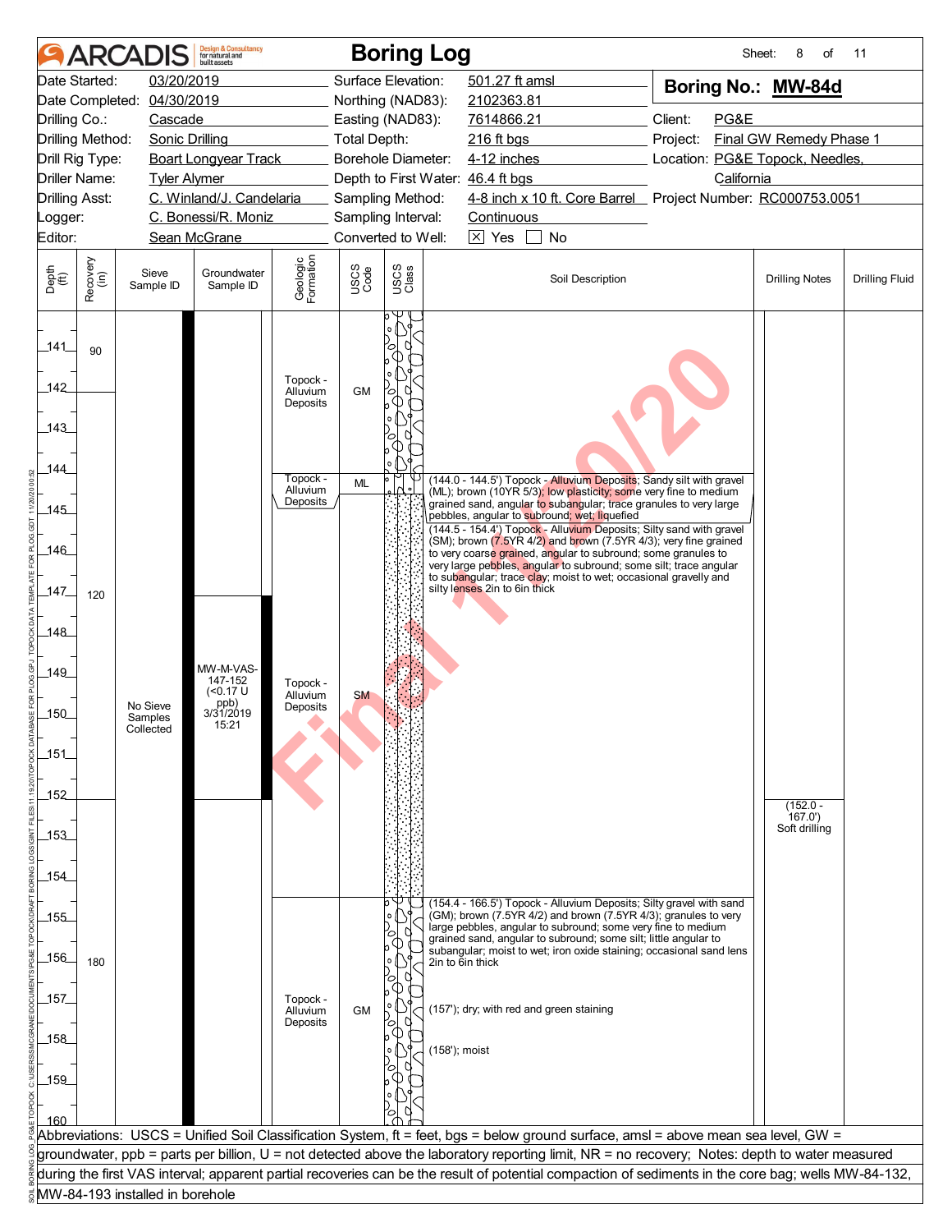# ARCADIS Boring Log

Sheet: 8 of 11

| | | | |
|---|---|---|---|
| Date Started: | 03/20/2019 | Surface Elevation: | 501.27 ft amsl |
| Date Completed: | 04/30/2019 | Northing (NAD83): | 2102363.81 |
| Drilling Co.: | Cascade | Easting (NAD83): | 7614866.21 |
| Drilling Method: | Sonic Drilling | Total Depth: | 216 ft bgs |
| Drill Rig Type: | Boart Longyear Track | Borehole Diameter: | 4-12 inches |
| Driller Name: | Tyler Alymer | Depth to First Water: | 46.4 ft bgs |
| Drilling Asst: | C. Winland/J. Candelaria | Sampling Method: | 4-8 inch x 10 ft. Core Barrel |
| Logger: | C. Bonessi/R. Moniz | Sampling Interval: | Continuous |
| Editor: | Sean McGrane | Converted to Well: | [X] Yes [ ] No |

**Boring No.: MW-84d**

Client: PG&E
Project: Final GW Remedy Phase 1
Location: PG&E Topock, Needles, California
Project Number: RC000753.0051

| Depth (ft) | Recovery (in) | Sieve Sample ID | Groundwater Sample ID | Geologic Formation | USCS Code | Soil Description | Drilling Notes | Drilling Fluid |
|---|---|---|---|---|---|---|---|---|
| 141–144 | 90 | No Sieve Samples Collected | | Topock - Alluvium Deposits | GM | | | |
| 144.0–144.5 | | | | Topock - Alluvium Deposits | ML | (144.0 - 144.5') Topock - Alluvium Deposits; Sandy silt with gravel (ML); brown (10YR 5/3); low plasticity; some very fine to medium grained sand, angular to subangular; trace granules to very large pebbles, angular to subround; wet; liquefied | | |
| 144.5–154.4 | 120 | | MW-M-VAS-147-152 (<0.17 U ppb) 3/31/2019 15:21 | Topock - Alluvium Deposits | SM | (144.5 - 154.4') Topock - Alluvium Deposits; Silty sand with gravel (SM); brown (7.5YR 4/2) and brown (7.5YR 4/3); very fine grained to very coarse grained, angular to subround; some granules to very large pebbles, angular to subround; some silt; trace angular to subangular; trace clay; moist to wet; occasional gravelly and silty lenses 2in to 6in thick | (152.0 - 167.0') Soft drilling | |
| 154.4–160 | 180 | | | Topock - Alluvium Deposits | GM | (154.4 - 166.5') Topock - Alluvium Deposits; Silty gravel with sand (GM); brown (7.5YR 4/2) and brown (7.5YR 4/3); granules to very large pebbles, angular to subround; some very fine to medium grained sand, angular to subround; some silt; little angular to subangular; moist to wet; iron oxide staining; occasional sand lens 2in to 6in thick<br>(157'); dry; with red and green staining<br>(158'); moist | | |

Abbreviations: USCS = Unified Soil Classification System, ft = feet, bgs = below ground surface, amsl = above mean sea level, GW = groundwater, ppb = parts per billion, U = not detected above the laboratory reporting limit, NR = no recovery; Notes: depth to water measured during the first VAS interval; apparent partial recoveries can be the result of potential compaction of sediments in the core bag; wells MW-84-132, MW-84-193 installed in borehole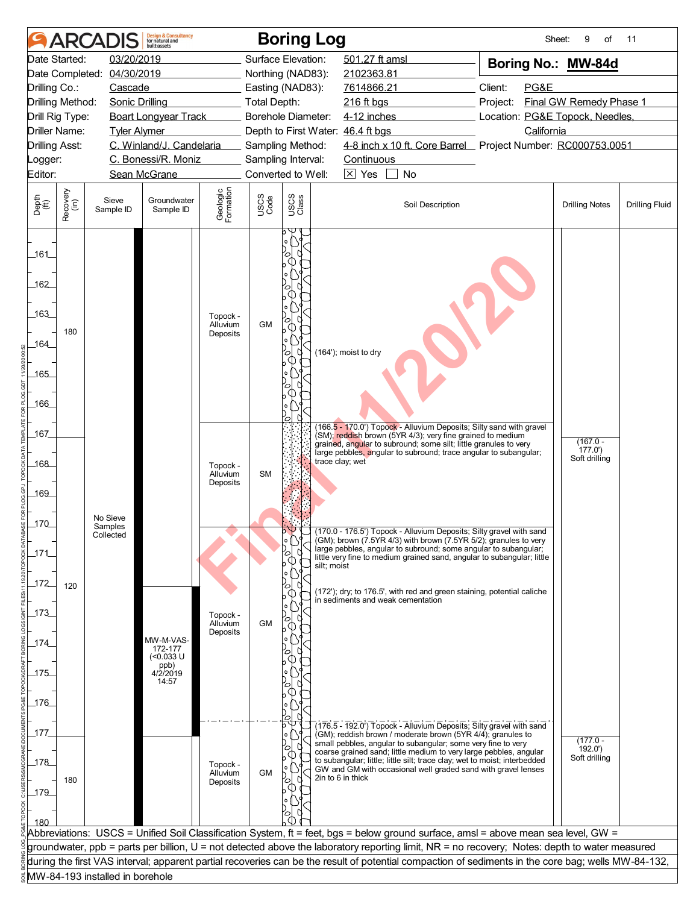# Boring Log

**Boring No.: MW-84d**

| | | | | | |
|---|---|---|---|---|---|
| Date Started: | 03/20/2019 | Surface Elevation: | 501.27 ft amsl | | |
| Date Completed: | 04/30/2019 | Northing (NAD83): | 2102363.81 | | |
| Drilling Co.: | Cascade | Easting (NAD83): | 7614866.21 | Client: | PG&E |
| Drilling Method: | Sonic Drilling | Total Depth: | 216 ft bgs | Project: | Final GW Remedy Phase 1 |
| Drill Rig Type: | Boart Longyear Track | Borehole Diameter: | 4-12 inches | Location: | PG&E Topock, Needles, California |
| Driller Name: | Tyler Alymer | Depth to First Water: | 46.4 ft bgs | | |
| Drilling Asst: | C. Winland/J. Candelaria | Sampling Method: | 4-8 inch x 10 ft. Core Barrel | Project Number: | RC000753.0051 |
| Logger: | C. Bonessi/R. Moniz | Sampling Interval: | Continuous | | |
| Editor: | Sean McGrane | Converted to Well: | ☒ Yes ☐ No | | |

| Depth (ft) | Recovery (in) | Sieve Sample ID | Groundwater Sample ID | Geologic Formation | USCS Code | Soil Description | Drilling Notes | Drilling Fluid |
|---|---|---|---|---|---|---|---|---|
| 161–166.5 | 180 | No Sieve Samples Collected | | Topock - Alluvium Deposits | GM | (164'); moist to dry | | |
| 166.5–170.0 | | | | Topock - Alluvium Deposits | SM | (166.5 - 170.0') Topock - Alluvium Deposits; Silty sand with gravel (SM); reddish brown (5YR 4/3); very fine grained to medium grained, angular to subround; some silt; little granules to very large pebbles, angular to subround; trace angular to subangular; trace clay; wet | (167.0 - 177.0') Soft drilling | |
| 170.0–176.5 | 120 | | MW-M-VAS-172-177 (<0.033 U ppb) 4/2/2019 14:57 | Topock - Alluvium Deposits | GM | (170.0 - 176.5') Topock - Alluvium Deposits; Silty gravel with sand (GM); brown (7.5YR 4/3) with brown (7.5YR 5/2); granules to very large pebbles, angular to subround; some angular to subangular; little very fine to medium grained sand, angular to subangular; little silt; moist<br>(172'); dry; to 176.5', with red and green staining, potential caliche in sediments and weak cementation | | |
| 176.5–180 | 180 | | | Topock - Alluvium Deposits | GM | (176.5 - 192.0') Topock - Alluvium Deposits; Silty gravel with sand (GM); reddish brown / moderate brown (5YR 4/4); granules to small pebbles, angular to subangular; some very fine to very coarse grained sand; little medium to very large pebbles, angular to subangular; little; little silt; trace clay; wet to moist; interbedded GW and GM with occasional well graded sand with gravel lenses 2in to 6 in thick | (177.0 - 192.0') Soft drilling | |

Abbreviations: USCS = Unified Soil Classification System, ft = feet, bgs = below ground surface, amsl = above mean sea level, GW = groundwater, ppb = parts per billion, U = not detected above the laboratory reporting limit, NR = no recovery; Notes: depth to water measured during the first VAS interval; apparent partial recoveries can be the result of potential compaction of sediments in the core bag; wells MW-84-132, MW-84-193 installed in borehole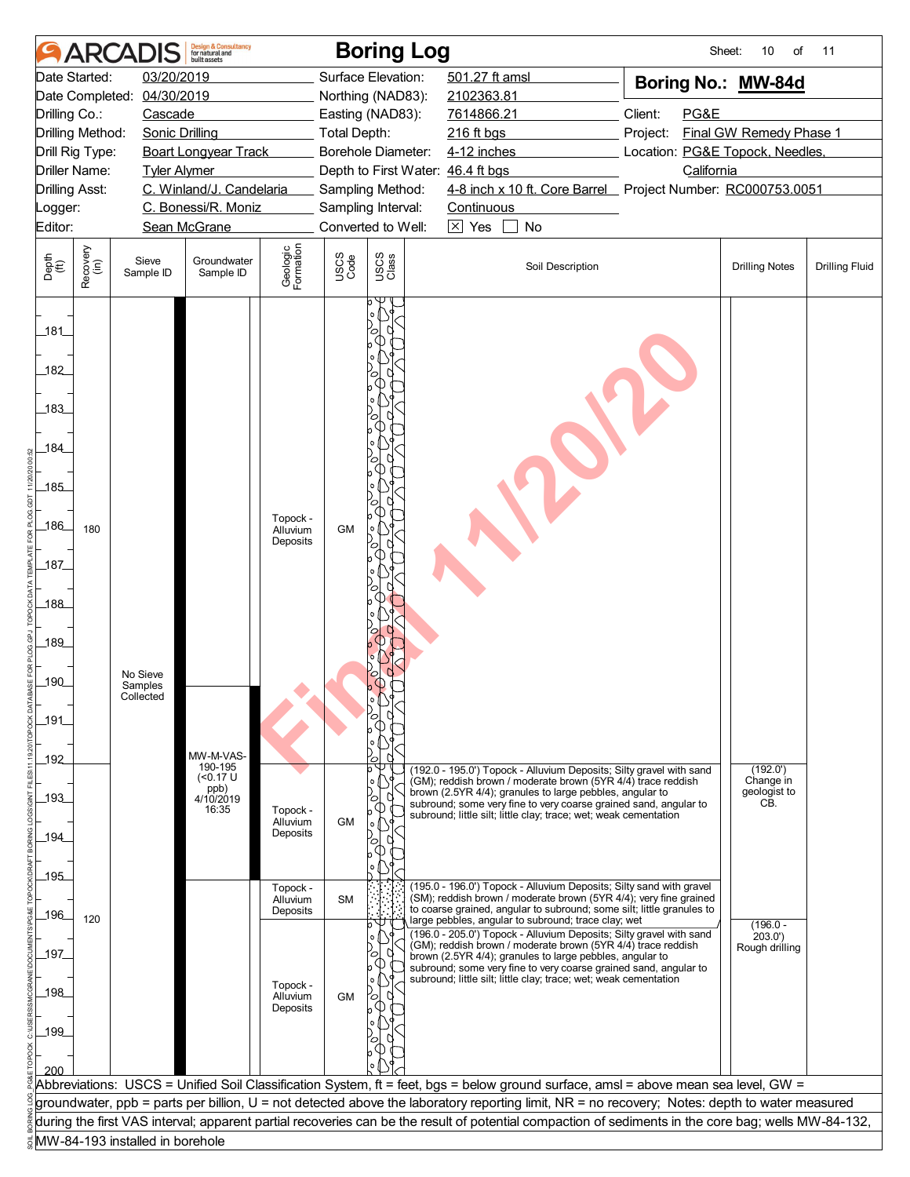# Boring Log

**Boring No.: MW-84d**

| | | | |
|---|---|---|---|
| Date Started: | 03/20/2019 | Surface Elevation: | 501.27 ft amsl |
| Date Completed: | 04/30/2019 | Northing (NAD83): | 2102363.81 |
| Drilling Co.: | Cascade | Easting (NAD83): | 7614866.21 |
| Drilling Method: | Sonic Drilling | Total Depth: | 216 ft bgs |
| Drill Rig Type: | Boart Longyear Track | Borehole Diameter: | 4-12 inches |
| Driller Name: | Tyler Alymer | Depth to First Water: | 46.4 ft bgs |
| Drilling Asst: | C. Winland/J. Candelaria | Sampling Method: | 4-8 inch x 10 ft. Core Barrel |
| Logger: | C. Bonessi/R. Moniz | Sampling Interval: | Continuous |
| Editor: | Sean McGrane | Converted to Well: | ☒ Yes ☐ No |

Client: PG&E
Project: Final GW Remedy Phase 1
Location: PG&E Topock, Needles, California
Project Number: RC000753.0051

| Depth (ft) | Recovery (in) | Sieve Sample ID | Groundwater Sample ID | Geologic Formation | USCS Code | Soil Description | Drilling Notes | Drilling Fluid |
|---|---|---|---|---|---|---|---|---|
| 181–192 | 180 | No Sieve Samples Collected | | Topock - Alluvium Deposits | GM | | | |
| 192–195 | | | MW-M-VAS-190-195 (<0.17 U ppb) 4/10/2019 16:35 | Topock - Alluvium Deposits | GM | (192.0 - 195.0') Topock - Alluvium Deposits; Silty gravel with sand (GM); reddish brown / moderate brown (5YR 4/4) trace reddish brown (2.5YR 4/4); granules to large pebbles, angular to subround; some very fine to very coarse grained sand, angular to subround; little silt; little clay; trace; wet; weak cementation | (192.0') Change in geologist to CB. | |
| 195–196 | 120 | | | Topock - Alluvium Deposits | SM | (195.0 - 196.0') Topock - Alluvium Deposits; Silty sand with gravel (SM); reddish brown / moderate brown (5YR 4/4); very fine grained to coarse grained, angular to subround; some silt; little granules to large pebbles, angular to subround; trace clay; wet | | |
| 196–200 | | | | Topock - Alluvium Deposits | GM | (196.0 - 205.0') Topock - Alluvium Deposits; Silty gravel with sand (GM); reddish brown / moderate brown (5YR 4/4) trace reddish brown (2.5YR 4/4); granules to large pebbles, angular to subround; some very fine to very coarse grained sand, angular to subround; little silt; little clay; trace; wet; weak cementation | (196.0 - 203.0') Rough drilling | |

Abbreviations: USCS = Unified Soil Classification System, ft = feet, bgs = below ground surface, amsl = above mean sea level, GW = groundwater, ppb = parts per billion, U = not detected above the laboratory reporting limit, NR = no recovery; Notes: depth to water measured during the first VAS interval; apparent partial recoveries can be the result of potential compaction of sediments in the core bag; wells MW-84-132, MW-84-193 installed in borehole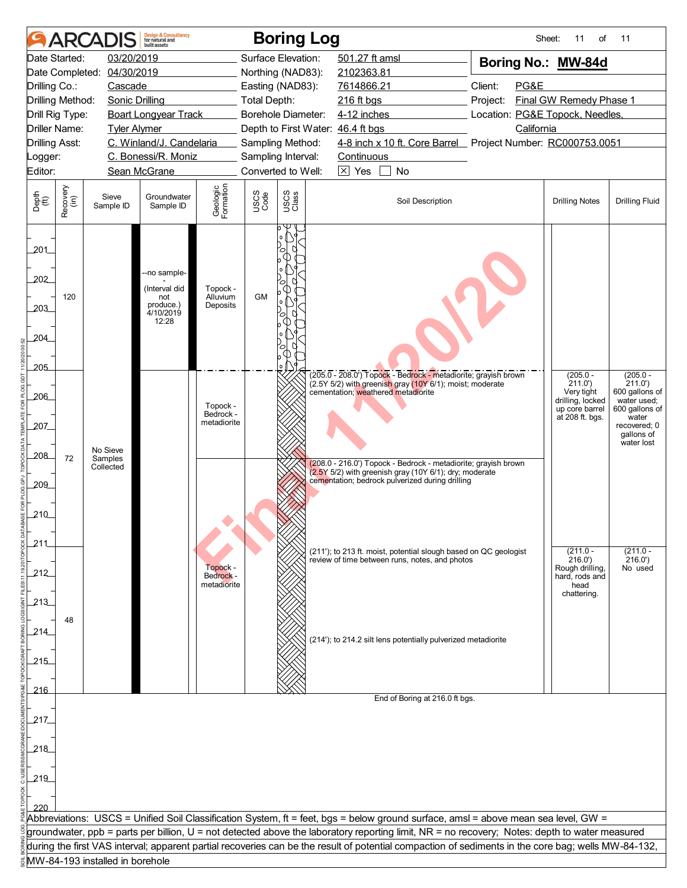# ARCADIS Boring Log

Sheet: 11 of 11

| | | | |
|---|---|---|---|
| Date Started: | 03/20/2019 | Surface Elevation: | 501.27 ft amsl |
| Date Completed: | 04/30/2019 | Northing (NAD83): | 2102363.81 |
| Drilling Co.: | Cascade | Easting (NAD83): | 7614866.21 |
| Drilling Method: | Sonic Drilling | Total Depth: | 216 ft bgs |
| Drill Rig Type: | Boart Longyear Track | Borehole Diameter: | 4-12 inches |
| Driller Name: | Tyler Alymer | Depth to First Water: | 46.4 ft bgs |
| Drilling Asst: | C. Winland/J. Candelaria | Sampling Method: | 4-8 inch x 10 ft. Core Barrel |
| Logger: | C. Bonessi/R. Moniz | Sampling Interval: | Continuous |
| Editor: | Sean McGrane | Converted to Well: | ☒ Yes ☐ No |

**Boring No.: MW-84d**

Client: PG&E
Project: Final GW Remedy Phase 1
Location: PG&E Topock, Needles, California
Project Number: RC000753.0051

| Depth (ft) | Recovery (in) | Sieve Sample ID | Groundwater Sample ID | Geologic Formation | USCS Code | Soil Description | Drilling Notes | Drilling Fluid |
|---|---|---|---|---|---|---|---|---|
| 201–205 | 120 | No Sieve Samples Collected | --no sample- - (Interval did not produce.) 4/10/2019 12:28 | Topock - Alluvium Deposits | GM | | | |
| 205–208 | 72 | | | Topock - Bedrock - metadiorite | | (205.0 - 208.0') Topock - Bedrock - metadiorite; grayish brown (2.5Y 5/2) with greenish gray (10Y 6/1); moist; moderate cementation; weathered metadiorite | (205.0 - 211.0') Very tight drilling, locked up core barrel at 208 ft. bgs. | (205.0 - 211.0') 600 gallons of water used; 600 gallons of water recovered; 0 gallons of water lost |
| 208–211 | | | | | | (208.0 - 216.0') Topock - Bedrock - metadiorite; grayish brown (2.5Y 5/2) with greenish gray (10Y 6/1); dry; moderate cementation; bedrock pulverized during drilling | | |
| 211–216 | 48 | | | Topock - Bedrock - metadiorite | | (211'); to 213 ft. moist, potential slough based on QC geologist review of time between runs, notes, and photos<br>(214'); to 214.2 silt lens potentially pulverized metadiorite | (211.0 - 216.0') Rough drilling, hard, rods and head chattering. | (211.0 - 216.0') No used |

End of Boring at 216.0 ft bgs.

Abbreviations: USCS = Unified Soil Classification System, ft = feet, bgs = below ground surface, amsl = above mean sea level, GW = groundwater, ppb = parts per billion, U = not detected above the laboratory reporting limit, NR = no recovery; Notes: depth to water measured during the first VAS interval; apparent partial recoveries can be the result of potential compaction of sediments in the core bag; wells MW-84-132, MW-84-193 installed in borehole